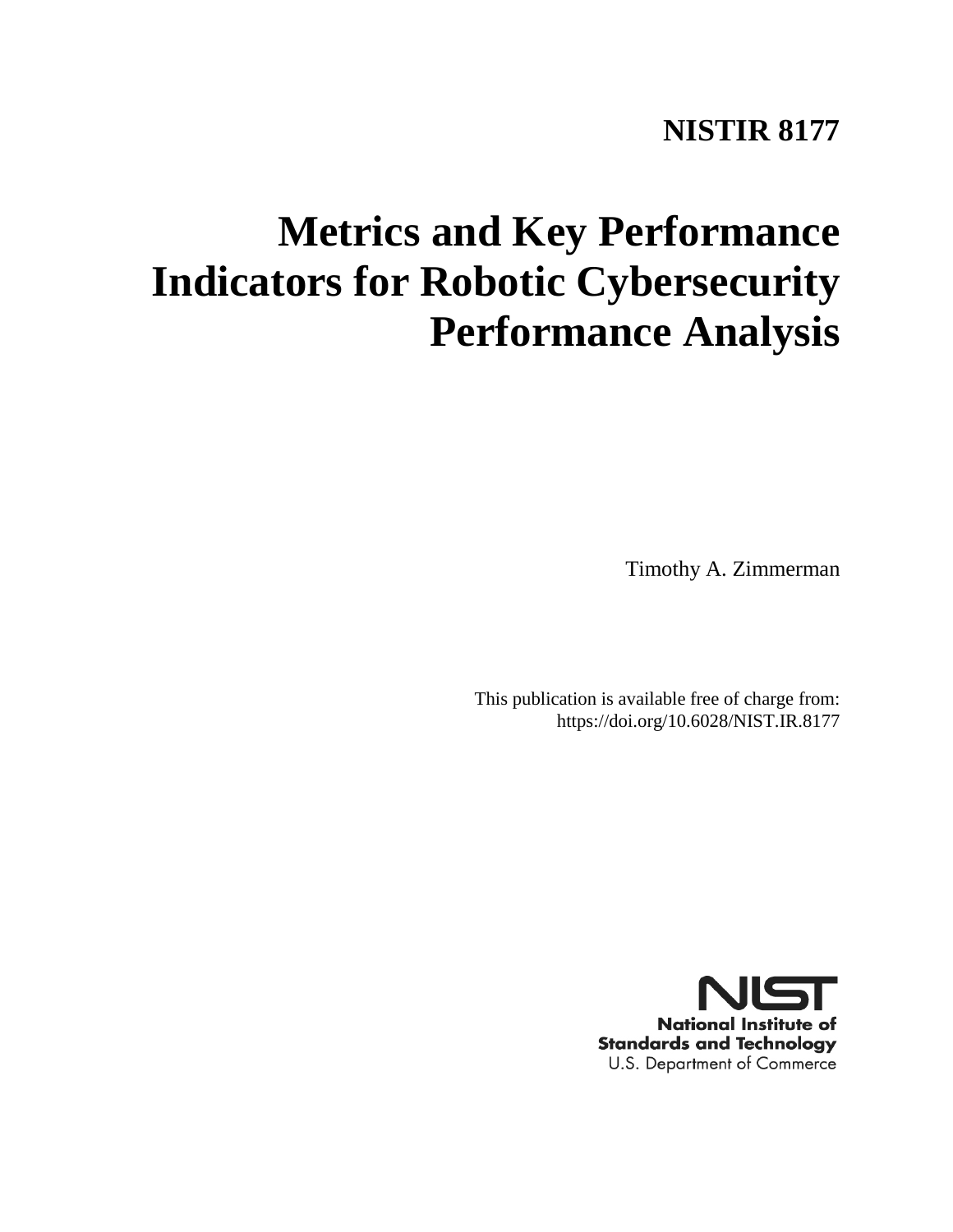**NISTIR 8177**

# Metrics and Key Performance Indicators for Robotic Cybersecurity Performance Analysis

Timothy A. Zimmerman

This publication is available free of charge from:
https://doi.org/10.6028/NIST.IR.8177

**National Institute of Standards and Technology**
U.S. Department of Commerce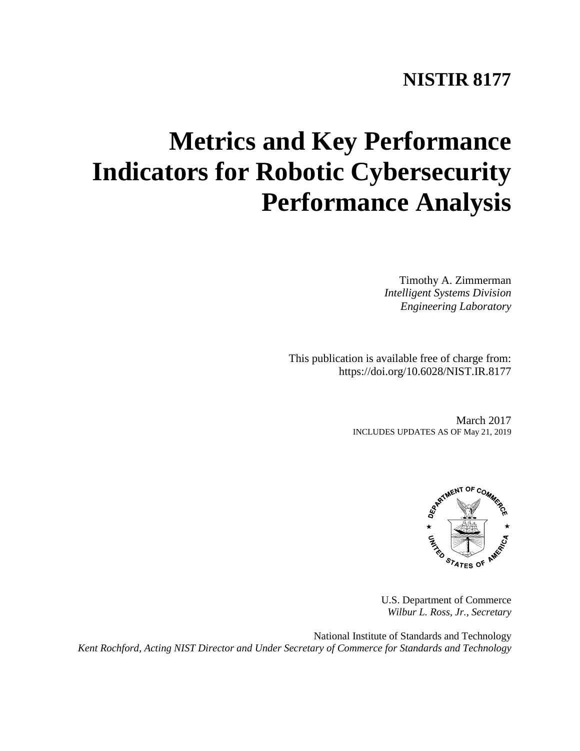# NISTIR 8177

# Metrics and Key Performance Indicators for Robotic Cybersecurity Performance Analysis

Timothy A. Zimmerman
*Intelligent Systems Division*
*Engineering Laboratory*

This publication is available free of charge from:
https://doi.org/10.6028/NIST.IR.8177

March 2017
INCLUDES UPDATES AS OF May 21, 2019

U.S. Department of Commerce
*Wilbur L. Ross, Jr., Secretary*

National Institute of Standards and Technology
*Kent Rochford, Acting NIST Director and Under Secretary of Commerce for Standards and Technology*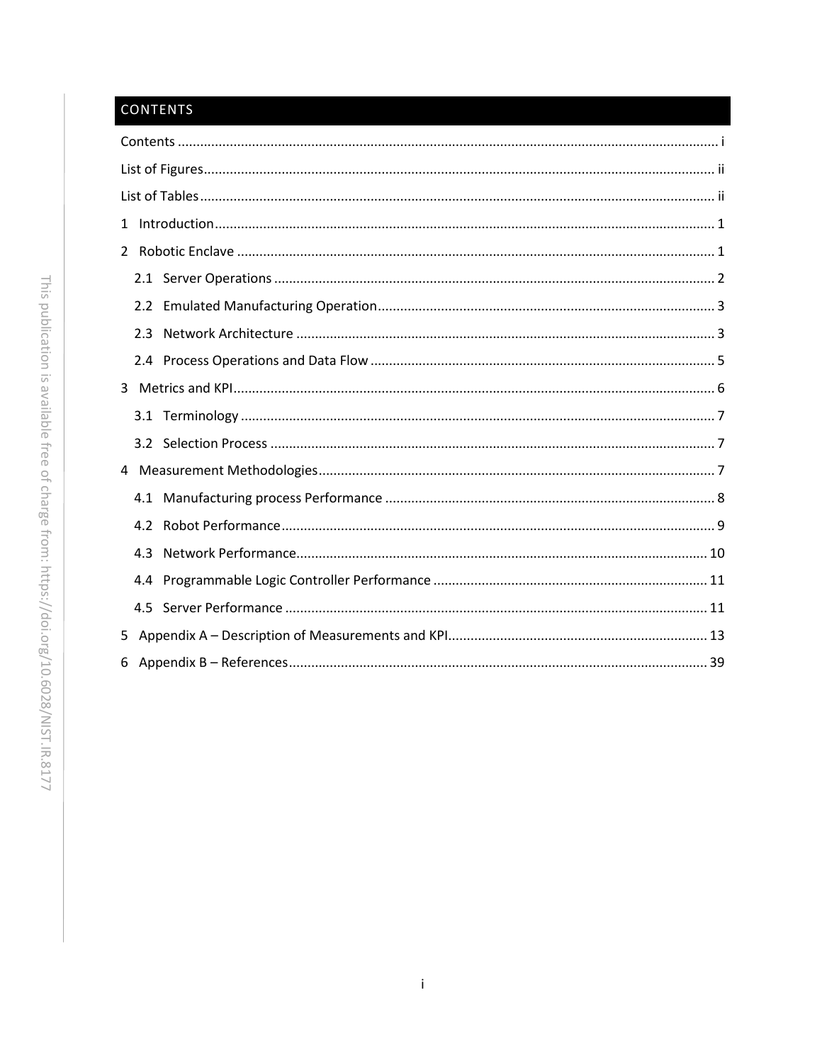# CONTENTS

Contents ............................................................................................................................................ i

List of Figures..................................................................................................................................... ii

List of Tables....................................................................................................................................... ii

1 Introduction...................................................................................................................................... 1

2 Robotic Enclave ................................................................................................................................ 1

2.1 Server Operations ...................................................................................................................... 2

2.2 Emulated Manufacturing Operation.......................................................................................... 3

2.3 Network Architecture ................................................................................................................ 3

2.4 Process Operations and Data Flow ............................................................................................ 5

3 Metrics and KPI................................................................................................................................. 6

3.1 Terminology ............................................................................................................................... 7

3.2 Selection Process ....................................................................................................................... 7

4 Measurement Methodologies.......................................................................................................... 7

4.1 Manufacturing process Performance ........................................................................................ 8

4.2 Robot Performance.................................................................................................................... 9

4.3 Network Performance.............................................................................................................. 10

4.4 Programmable Logic Controller Performance ......................................................................... 11

4.5 Server Performance ................................................................................................................. 11

5 Appendix A – Description of Measurements and KPI..................................................................... 13

6 Appendix B – References................................................................................................................ 39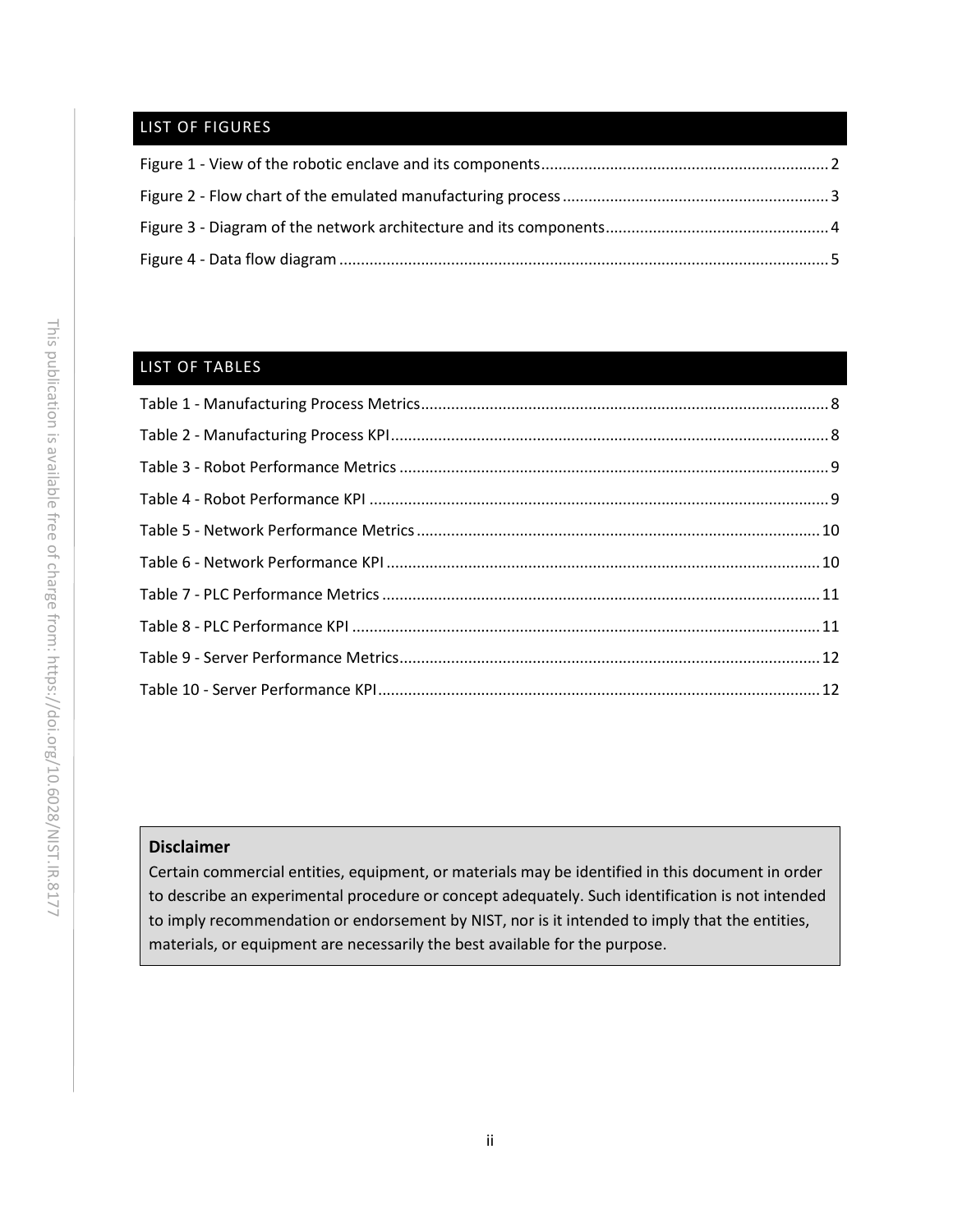## LIST OF FIGURES

Figure 1 - View of the robotic enclave and its components ........................................................................ 2

Figure 2 - Flow chart of the emulated manufacturing process .................................................................. 3

Figure 3 - Diagram of the network architecture and its components ........................................................ 4

Figure 4 - Data flow diagram ...................................................................................................................... 5

## LIST OF TABLES

Table 1 - Manufacturing Process Metrics .................................................................................................... 8

Table 2 - Manufacturing Process KPI ........................................................................................................... 8

Table 3 - Robot Performance Metrics .......................................................................................................... 9

Table 4 - Robot Performance KPI ................................................................................................................. 9

Table 5 - Network Performance Metrics .................................................................................................... 10

Table 6 - Network Performance KPI ........................................................................................................... 10

Table 7 - PLC Performance Metrics ............................................................................................................ 11

Table 8 - PLC Performance KPI ................................................................................................................... 11

Table 9 - Server Performance Metrics ........................................................................................................ 12

Table 10 - Server Performance KPI ............................................................................................................. 12

**Disclaimer**

Certain commercial entities, equipment, or materials may be identified in this document in order to describe an experimental procedure or concept adequately. Such identification is not intended to imply recommendation or endorsement by NIST, nor is it intended to imply that the entities, materials, or equipment are necessarily the best available for the purpose.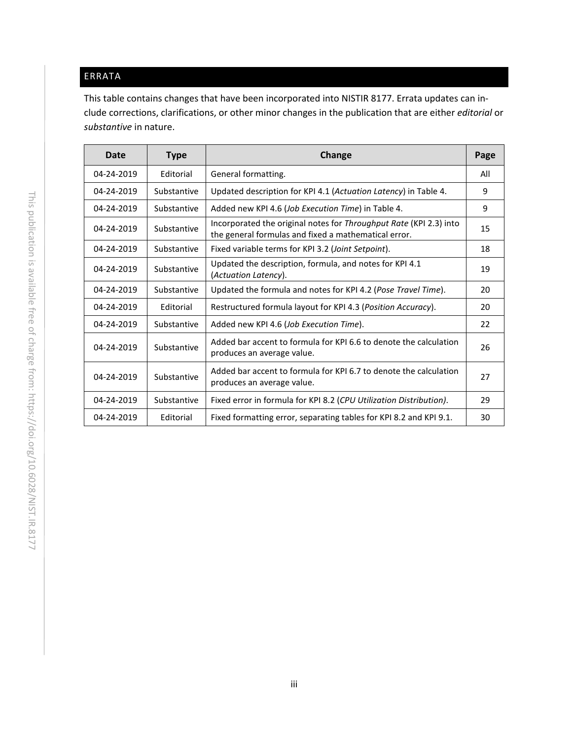## ERRATA

This table contains changes that have been incorporated into NISTIR 8177. Errata updates can include corrections, clarifications, or other minor changes in the publication that are either *editorial* or *substantive* in nature.

| Date | Type | Change | Page |
|---|---|---|---|
| 04-24-2019 | Editorial | General formatting. | All |
| 04-24-2019 | Substantive | Updated description for KPI 4.1 (*Actuation Latency*) in Table 4. | 9 |
| 04-24-2019 | Substantive | Added new KPI 4.6 (*Job Execution Time*) in Table 4. | 9 |
| 04-24-2019 | Substantive | Incorporated the original notes for *Throughput Rate* (KPI 2.3) into the general formulas and fixed a mathematical error. | 15 |
| 04-24-2019 | Substantive | Fixed variable terms for KPI 3.2 (*Joint Setpoint*). | 18 |
| 04-24-2019 | Substantive | Updated the description, formula, and notes for KPI 4.1 (*Actuation Latency*). | 19 |
| 04-24-2019 | Substantive | Updated the formula and notes for KPI 4.2 (*Pose Travel Time*). | 20 |
| 04-24-2019 | Editorial | Restructured formula layout for KPI 4.3 (*Position Accuracy*). | 20 |
| 04-24-2019 | Substantive | Added new KPI 4.6 (*Job Execution Time*). | 22 |
| 04-24-2019 | Substantive | Added bar accent to formula for KPI 6.6 to denote the calculation produces an average value. | 26 |
| 04-24-2019 | Substantive | Added bar accent to formula for KPI 6.7 to denote the calculation produces an average value. | 27 |
| 04-24-2019 | Substantive | Fixed error in formula for KPI 8.2 (*CPU Utilization Distribution)*. | 29 |
| 04-24-2019 | Editorial | Fixed formatting error, separating tables for KPI 8.2 and KPI 9.1. | 30 |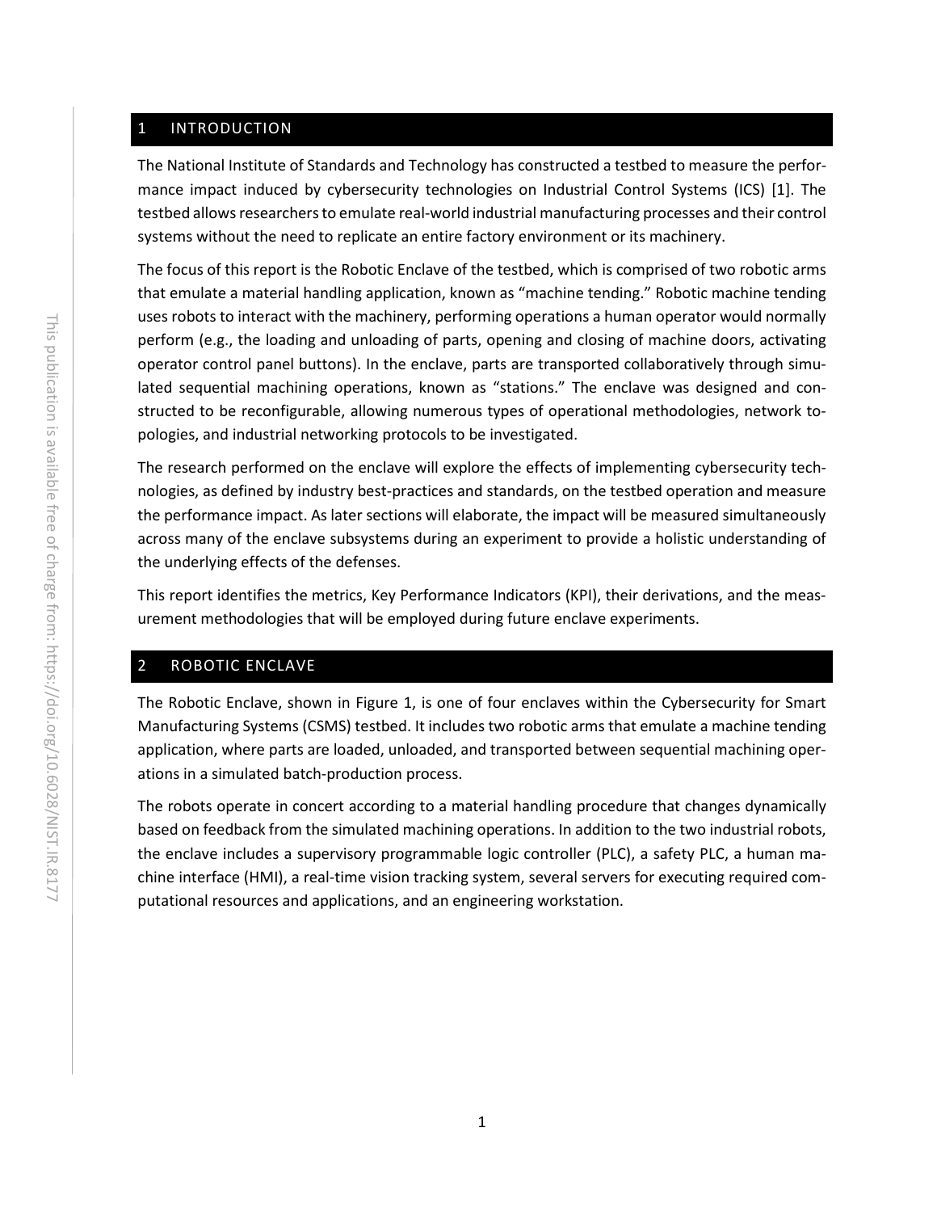# 1 INTRODUCTION

The National Institute of Standards and Technology has constructed a testbed to measure the performance impact induced by cybersecurity technologies on Industrial Control Systems (ICS) [1]. The testbed allows researchers to emulate real-world industrial manufacturing processes and their control systems without the need to replicate an entire factory environment or its machinery.

The focus of this report is the Robotic Enclave of the testbed, which is comprised of two robotic arms that emulate a material handling application, known as "machine tending." Robotic machine tending uses robots to interact with the machinery, performing operations a human operator would normally perform (e.g., the loading and unloading of parts, opening and closing of machine doors, activating operator control panel buttons). In the enclave, parts are transported collaboratively through simulated sequential machining operations, known as "stations." The enclave was designed and constructed to be reconfigurable, allowing numerous types of operational methodologies, network topologies, and industrial networking protocols to be investigated.

The research performed on the enclave will explore the effects of implementing cybersecurity technologies, as defined by industry best-practices and standards, on the testbed operation and measure the performance impact. As later sections will elaborate, the impact will be measured simultaneously across many of the enclave subsystems during an experiment to provide a holistic understanding of the underlying effects of the defenses.

This report identifies the metrics, Key Performance Indicators (KPI), their derivations, and the measurement methodologies that will be employed during future enclave experiments.

# 2 ROBOTIC ENCLAVE

The Robotic Enclave, shown in Figure 1, is one of four enclaves within the Cybersecurity for Smart Manufacturing Systems (CSMS) testbed. It includes two robotic arms that emulate a machine tending application, where parts are loaded, unloaded, and transported between sequential machining operations in a simulated batch-production process.

The robots operate in concert according to a material handling procedure that changes dynamically based on feedback from the simulated machining operations. In addition to the two industrial robots, the enclave includes a supervisory programmable logic controller (PLC), a safety PLC, a human machine interface (HMI), a real-time vision tracking system, several servers for executing required computational resources and applications, and an engineering workstation.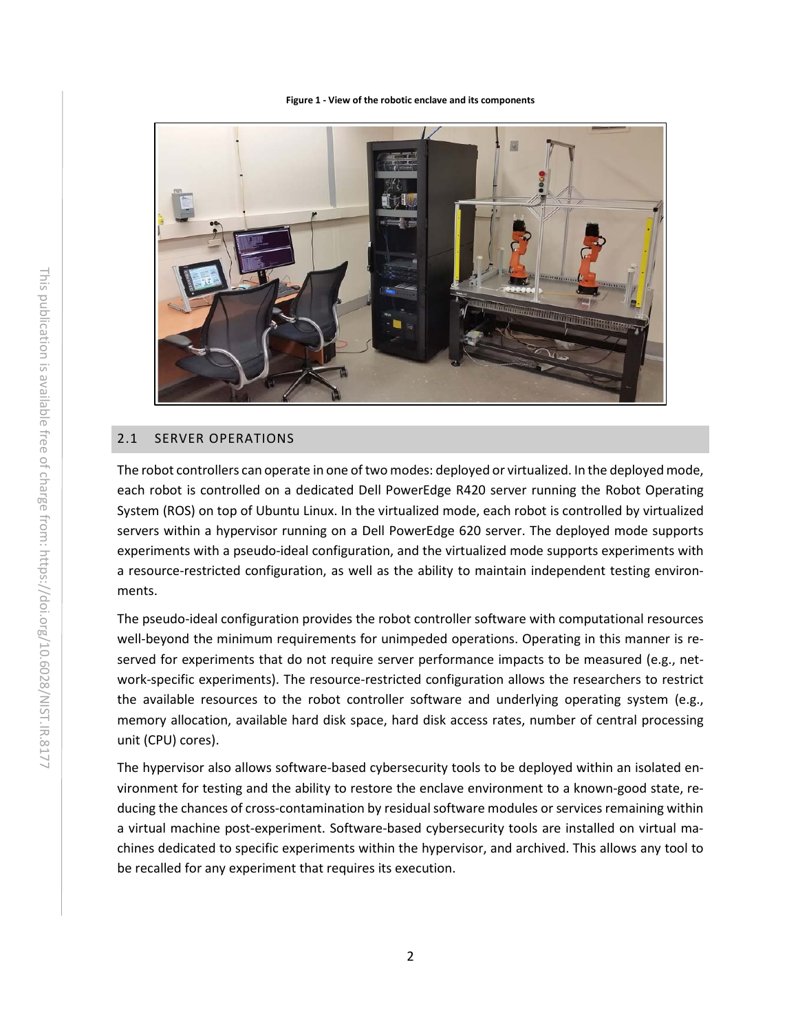**Figure 1 - View of the robotic enclave and its components**

## 2.1 SERVER OPERATIONS

The robot controllers can operate in one of two modes: deployed or virtualized. In the deployed mode, each robot is controlled on a dedicated Dell PowerEdge R420 server running the Robot Operating System (ROS) on top of Ubuntu Linux. In the virtualized mode, each robot is controlled by virtualized servers within a hypervisor running on a Dell PowerEdge 620 server. The deployed mode supports experiments with a pseudo-ideal configuration, and the virtualized mode supports experiments with a resource-restricted configuration, as well as the ability to maintain independent testing environments.

The pseudo-ideal configuration provides the robot controller software with computational resources well-beyond the minimum requirements for unimpeded operations. Operating in this manner is reserved for experiments that do not require server performance impacts to be measured (e.g., network-specific experiments). The resource-restricted configuration allows the researchers to restrict the available resources to the robot controller software and underlying operating system (e.g., memory allocation, available hard disk space, hard disk access rates, number of central processing unit (CPU) cores).

The hypervisor also allows software-based cybersecurity tools to be deployed within an isolated environment for testing and the ability to restore the enclave environment to a known-good state, reducing the chances of cross-contamination by residual software modules or services remaining within a virtual machine post-experiment. Software-based cybersecurity tools are installed on virtual machines dedicated to specific experiments within the hypervisor, and archived. This allows any tool to be recalled for any experiment that requires its execution.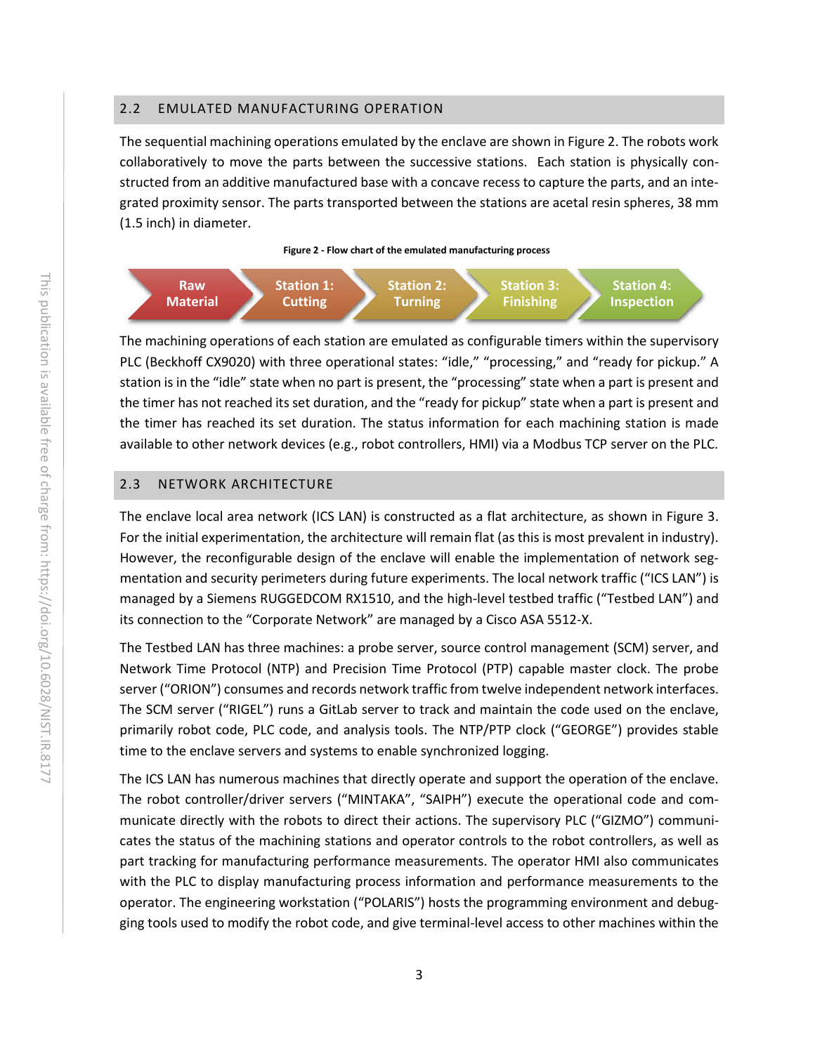## 2.2 EMULATED MANUFACTURING OPERATION

The sequential machining operations emulated by the enclave are shown in Figure 2. The robots work collaboratively to move the parts between the successive stations. Each station is physically constructed from an additive manufactured base with a concave recess to capture the parts, and an integrated proximity sensor. The parts transported between the stations are acetal resin spheres, 38 mm (1.5 inch) in diameter.

**Figure 2 - Flow chart of the emulated manufacturing process**

Raw Material → Station 1: Cutting → Station 2: Turning → Station 3: Finishing → Station 4: Inspection

The machining operations of each station are emulated as configurable timers within the supervisory PLC (Beckhoff CX9020) with three operational states: "idle," "processing," and "ready for pickup." A station is in the "idle" state when no part is present, the "processing" state when a part is present and the timer has not reached its set duration, and the "ready for pickup" state when a part is present and the timer has reached its set duration. The status information for each machining station is made available to other network devices (e.g., robot controllers, HMI) via a Modbus TCP server on the PLC.

## 2.3 NETWORK ARCHITECTURE

The enclave local area network (ICS LAN) is constructed as a flat architecture, as shown in Figure 3. For the initial experimentation, the architecture will remain flat (as this is most prevalent in industry). However, the reconfigurable design of the enclave will enable the implementation of network segmentation and security perimeters during future experiments. The local network traffic ("ICS LAN") is managed by a Siemens RUGGEDCOM RX1510, and the high-level testbed traffic ("Testbed LAN") and its connection to the "Corporate Network" are managed by a Cisco ASA 5512-X.

The Testbed LAN has three machines: a probe server, source control management (SCM) server, and Network Time Protocol (NTP) and Precision Time Protocol (PTP) capable master clock. The probe server ("ORION") consumes and records network traffic from twelve independent network interfaces. The SCM server ("RIGEL") runs a GitLab server to track and maintain the code used on the enclave, primarily robot code, PLC code, and analysis tools. The NTP/PTP clock ("GEORGE") provides stable time to the enclave servers and systems to enable synchronized logging.

The ICS LAN has numerous machines that directly operate and support the operation of the enclave. The robot controller/driver servers ("MINTAKA", "SAIPH") execute the operational code and communicate directly with the robots to direct their actions. The supervisory PLC ("GIZMO") communicates the status of the machining stations and operator controls to the robot controllers, as well as part tracking for manufacturing performance measurements. The operator HMI also communicates with the PLC to display manufacturing process information and performance measurements to the operator. The engineering workstation ("POLARIS") hosts the programming environment and debugging tools used to modify the robot code, and give terminal-level access to other machines within the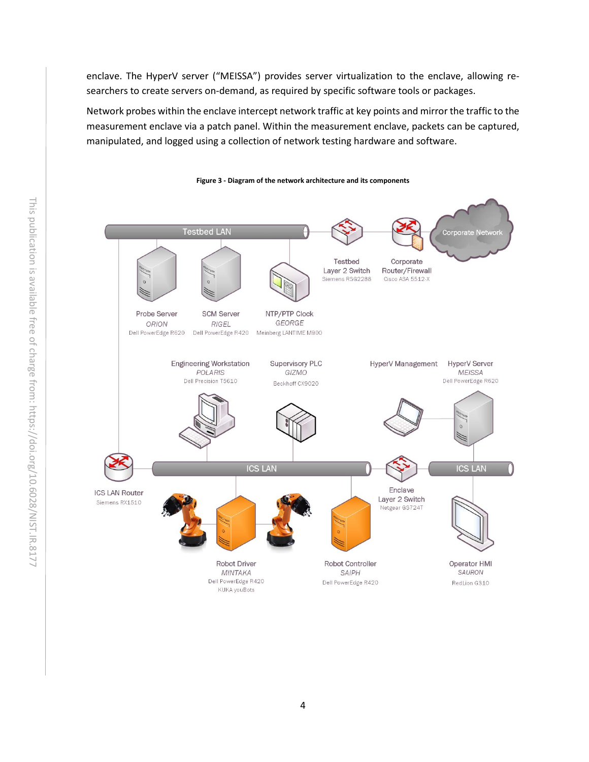enclave. The HyperV server ("MEISSA") provides server virtualization to the enclave, allowing researchers to create servers on-demand, as required by specific software tools or packages.

Network probes within the enclave intercept network traffic at key points and mirror the traffic to the measurement enclave via a patch panel. Within the measurement enclave, packets can be captured, manipulated, and logged using a collection of network testing hardware and software.

**Figure 3 - Diagram of the network architecture and its components**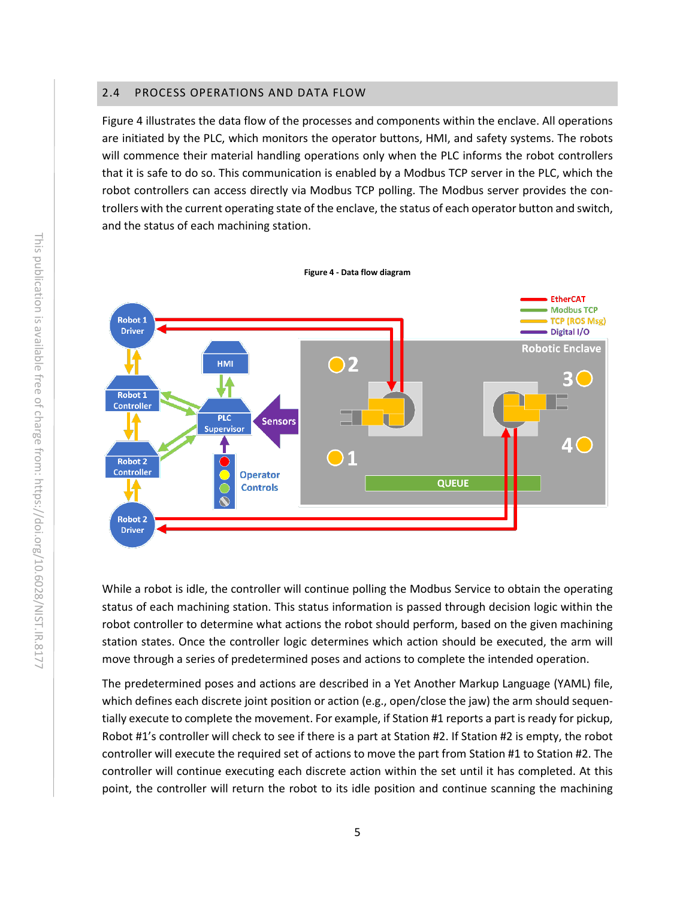## 2.4 PROCESS OPERATIONS AND DATA FLOW

Figure 4 illustrates the data flow of the processes and components within the enclave. All operations are initiated by the PLC, which monitors the operator buttons, HMI, and safety systems. The robots will commence their material handling operations only when the PLC informs the robot controllers that it is safe to do so. This communication is enabled by a Modbus TCP server in the PLC, which the robot controllers can access directly via Modbus TCP polling. The Modbus server provides the controllers with the current operating state of the enclave, the status of each operator button and switch, and the status of each machining station.

**Figure 4 - Data flow diagram**

While a robot is idle, the controller will continue polling the Modbus Service to obtain the operating status of each machining station. This status information is passed through decision logic within the robot controller to determine what actions the robot should perform, based on the given machining station states. Once the controller logic determines which action should be executed, the arm will move through a series of predetermined poses and actions to complete the intended operation.

The predetermined poses and actions are described in a Yet Another Markup Language (YAML) file, which defines each discrete joint position or action (e.g., open/close the jaw) the arm should sequentially execute to complete the movement. For example, if Station #1 reports a part is ready for pickup, Robot #1's controller will check to see if there is a part at Station #2. If Station #2 is empty, the robot controller will execute the required set of actions to move the part from Station #1 to Station #2. The controller will continue executing each discrete action within the set until it has completed. At this point, the controller will return the robot to its idle position and continue scanning the machining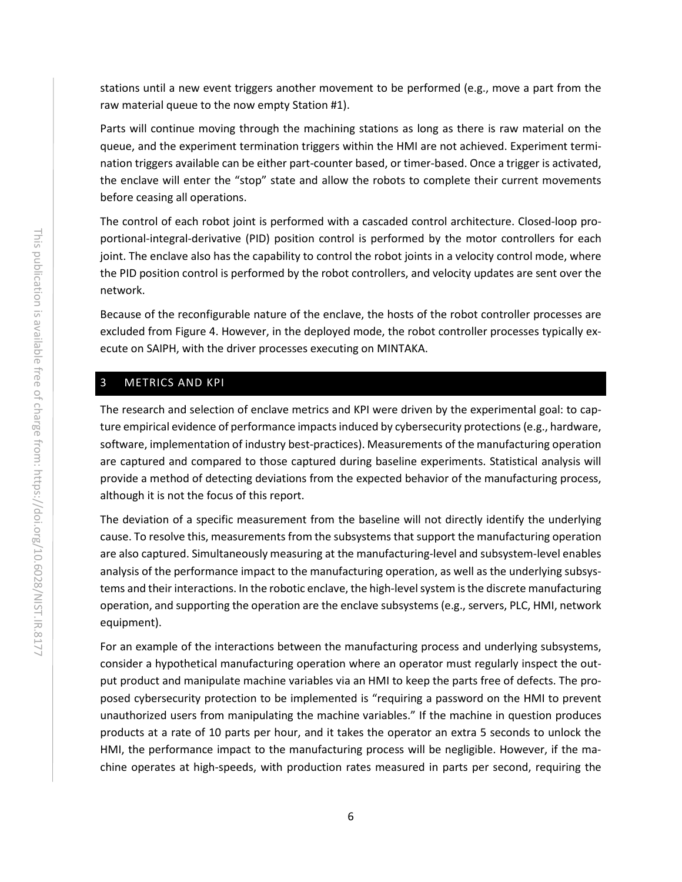stations until a new event triggers another movement to be performed (e.g., move a part from the raw material queue to the now empty Station #1).

Parts will continue moving through the machining stations as long as there is raw material on the queue, and the experiment termination triggers within the HMI are not achieved. Experiment termination triggers available can be either part-counter based, or timer-based. Once a trigger is activated, the enclave will enter the "stop" state and allow the robots to complete their current movements before ceasing all operations.

The control of each robot joint is performed with a cascaded control architecture. Closed-loop proportional-integral-derivative (PID) position control is performed by the motor controllers for each joint. The enclave also has the capability to control the robot joints in a velocity control mode, where the PID position control is performed by the robot controllers, and velocity updates are sent over the network.

Because of the reconfigurable nature of the enclave, the hosts of the robot controller processes are excluded from Figure 4. However, in the deployed mode, the robot controller processes typically execute on SAIPH, with the driver processes executing on MINTAKA.

## 3 METRICS AND KPI

The research and selection of enclave metrics and KPI were driven by the experimental goal: to capture empirical evidence of performance impacts induced by cybersecurity protections (e.g., hardware, software, implementation of industry best-practices). Measurements of the manufacturing operation are captured and compared to those captured during baseline experiments. Statistical analysis will provide a method of detecting deviations from the expected behavior of the manufacturing process, although it is not the focus of this report.

The deviation of a specific measurement from the baseline will not directly identify the underlying cause. To resolve this, measurements from the subsystems that support the manufacturing operation are also captured. Simultaneously measuring at the manufacturing-level and subsystem-level enables analysis of the performance impact to the manufacturing operation, as well as the underlying subsystems and their interactions. In the robotic enclave, the high-level system is the discrete manufacturing operation, and supporting the operation are the enclave subsystems (e.g., servers, PLC, HMI, network equipment).

For an example of the interactions between the manufacturing process and underlying subsystems, consider a hypothetical manufacturing operation where an operator must regularly inspect the output product and manipulate machine variables via an HMI to keep the parts free of defects. The proposed cybersecurity protection to be implemented is "requiring a password on the HMI to prevent unauthorized users from manipulating the machine variables." If the machine in question produces products at a rate of 10 parts per hour, and it takes the operator an extra 5 seconds to unlock the HMI, the performance impact to the manufacturing process will be negligible. However, if the machine operates at high-speeds, with production rates measured in parts per second, requiring the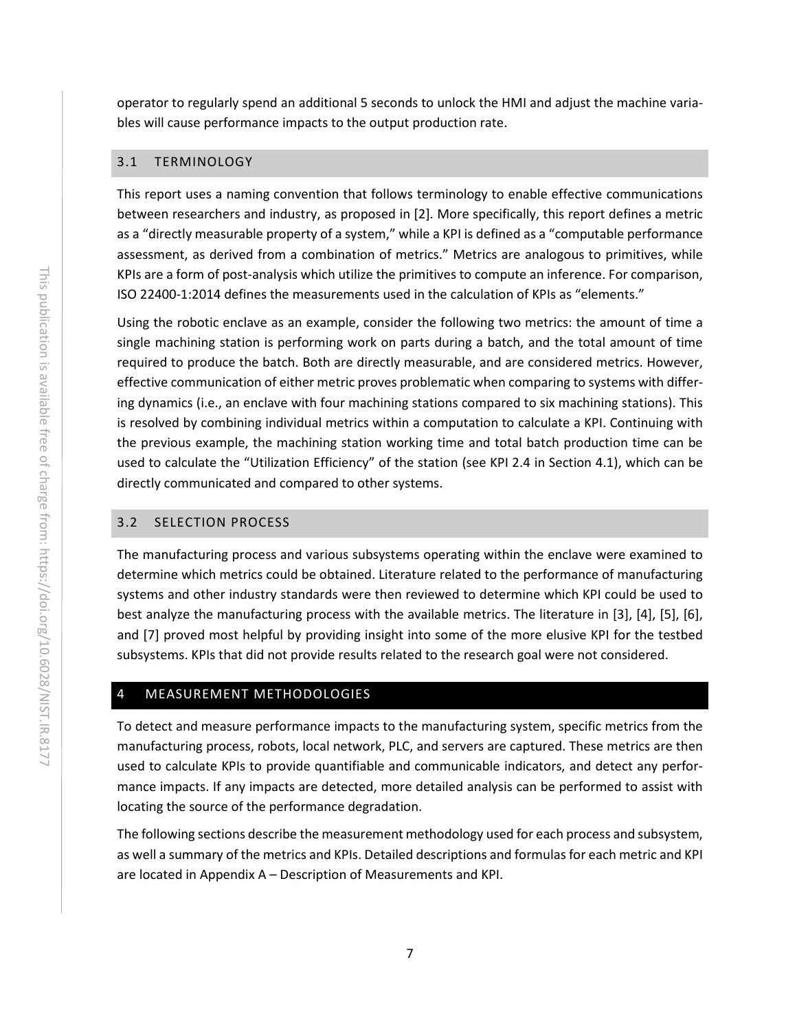operator to regularly spend an additional 5 seconds to unlock the HMI and adjust the machine variables will cause performance impacts to the output production rate.

## 3.1 TERMINOLOGY

This report uses a naming convention that follows terminology to enable effective communications between researchers and industry, as proposed in [2]. More specifically, this report defines a metric as a "directly measurable property of a system," while a KPI is defined as a "computable performance assessment, as derived from a combination of metrics." Metrics are analogous to primitives, while KPIs are a form of post-analysis which utilize the primitives to compute an inference. For comparison, ISO 22400-1:2014 defines the measurements used in the calculation of KPIs as "elements."

Using the robotic enclave as an example, consider the following two metrics: the amount of time a single machining station is performing work on parts during a batch, and the total amount of time required to produce the batch. Both are directly measurable, and are considered metrics. However, effective communication of either metric proves problematic when comparing to systems with differing dynamics (i.e., an enclave with four machining stations compared to six machining stations). This is resolved by combining individual metrics within a computation to calculate a KPI. Continuing with the previous example, the machining station working time and total batch production time can be used to calculate the "Utilization Efficiency" of the station (see KPI 2.4 in Section 4.1), which can be directly communicated and compared to other systems.

## 3.2 SELECTION PROCESS

The manufacturing process and various subsystems operating within the enclave were examined to determine which metrics could be obtained. Literature related to the performance of manufacturing systems and other industry standards were then reviewed to determine which KPI could be used to best analyze the manufacturing process with the available metrics. The literature in [3], [4], [5], [6], and [7] proved most helpful by providing insight into some of the more elusive KPI for the testbed subsystems. KPIs that did not provide results related to the research goal were not considered.

# 4 MEASUREMENT METHODOLOGIES

To detect and measure performance impacts to the manufacturing system, specific metrics from the manufacturing process, robots, local network, PLC, and servers are captured. These metrics are then used to calculate KPIs to provide quantifiable and communicable indicators, and detect any performance impacts. If any impacts are detected, more detailed analysis can be performed to assist with locating the source of the performance degradation.

The following sections describe the measurement methodology used for each process and subsystem, as well a summary of the metrics and KPIs. Detailed descriptions and formulas for each metric and KPI are located in Appendix A – Description of Measurements and KPI.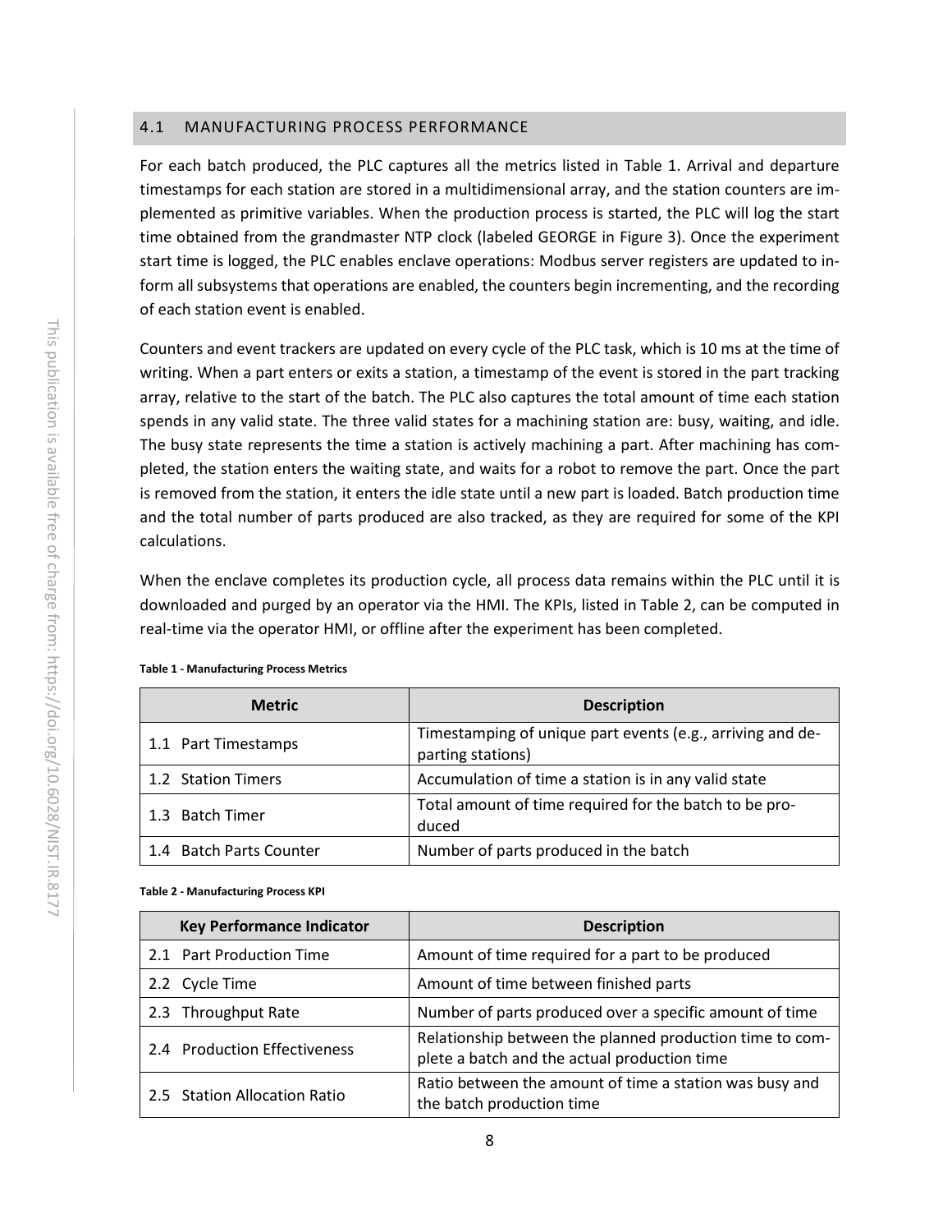## 4.1 MANUFACTURING PROCESS PERFORMANCE

For each batch produced, the PLC captures all the metrics listed in Table 1. Arrival and departure timestamps for each station are stored in a multidimensional array, and the station counters are implemented as primitive variables. When the production process is started, the PLC will log the start time obtained from the grandmaster NTP clock (labeled GEORGE in Figure 3). Once the experiment start time is logged, the PLC enables enclave operations: Modbus server registers are updated to inform all subsystems that operations are enabled, the counters begin incrementing, and the recording of each station event is enabled.

Counters and event trackers are updated on every cycle of the PLC task, which is 10 ms at the time of writing. When a part enters or exits a station, a timestamp of the event is stored in the part tracking array, relative to the start of the batch. The PLC also captures the total amount of time each station spends in any valid state. The three valid states for a machining station are: busy, waiting, and idle. The busy state represents the time a station is actively machining a part. After machining has completed, the station enters the waiting state, and waits for a robot to remove the part. Once the part is removed from the station, it enters the idle state until a new part is loaded. Batch production time and the total number of parts produced are also tracked, as they are required for some of the KPI calculations.

When the enclave completes its production cycle, all process data remains within the PLC until it is downloaded and purged by an operator via the HMI. The KPIs, listed in Table 2, can be computed in real-time via the operator HMI, or offline after the experiment has been completed.

**Table 1 - Manufacturing Process Metrics**

| Metric | Description |
|---|---|
| 1.1 Part Timestamps | Timestamping of unique part events (e.g., arriving and departing stations) |
| 1.2 Station Timers | Accumulation of time a station is in any valid state |
| 1.3 Batch Timer | Total amount of time required for the batch to be produced |
| 1.4 Batch Parts Counter | Number of parts produced in the batch |

**Table 2 - Manufacturing Process KPI**

| Key Performance Indicator | Description |
|---|---|
| 2.1 Part Production Time | Amount of time required for a part to be produced |
| 2.2 Cycle Time | Amount of time between finished parts |
| 2.3 Throughput Rate | Number of parts produced over a specific amount of time |
| 2.4 Production Effectiveness | Relationship between the planned production time to complete a batch and the actual production time |
| 2.5 Station Allocation Ratio | Ratio between the amount of time a station was busy and the batch production time |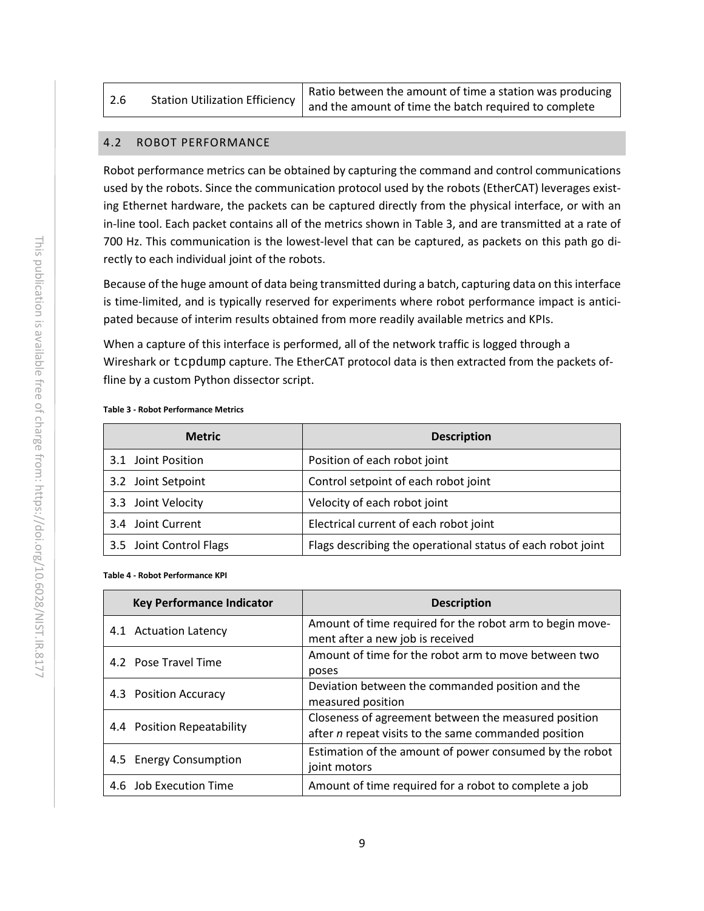| 2.6 Station Utilization Efficiency | Ratio between the amount of time a station was producing and the amount of time the batch required to complete |
|---|---|

## 4.2 ROBOT PERFORMANCE

Robot performance metrics can be obtained by capturing the command and control communications used by the robots. Since the communication protocol used by the robots (EtherCAT) leverages existing Ethernet hardware, the packets can be captured directly from the physical interface, or with an in-line tool. Each packet contains all of the metrics shown in Table 3, and are transmitted at a rate of 700 Hz. This communication is the lowest-level that can be captured, as packets on this path go directly to each individual joint of the robots.

Because of the huge amount of data being transmitted during a batch, capturing data on this interface is time-limited, and is typically reserved for experiments where robot performance impact is anticipated because of interim results obtained from more readily available metrics and KPIs.

When a capture of this interface is performed, all of the network traffic is logged through a Wireshark or `tcpdump` capture. The EtherCAT protocol data is then extracted from the packets offline by a custom Python dissector script.

**Table 3 - Robot Performance Metrics**

| Metric | Description |
|---|---|
| 3.1 Joint Position | Position of each robot joint |
| 3.2 Joint Setpoint | Control setpoint of each robot joint |
| 3.3 Joint Velocity | Velocity of each robot joint |
| 3.4 Joint Current | Electrical current of each robot joint |
| 3.5 Joint Control Flags | Flags describing the operational status of each robot joint |

**Table 4 - Robot Performance KPI**

| Key Performance Indicator | Description |
|---|---|
| 4.1 Actuation Latency | Amount of time required for the robot arm to begin movement after a new job is received |
| 4.2 Pose Travel Time | Amount of time for the robot arm to move between two poses |
| 4.3 Position Accuracy | Deviation between the commanded position and the measured position |
| 4.4 Position Repeatability | Closeness of agreement between the measured position after *n* repeat visits to the same commanded position |
| 4.5 Energy Consumption | Estimation of the amount of power consumed by the robot joint motors |
| 4.6 Job Execution Time | Amount of time required for a robot to complete a job |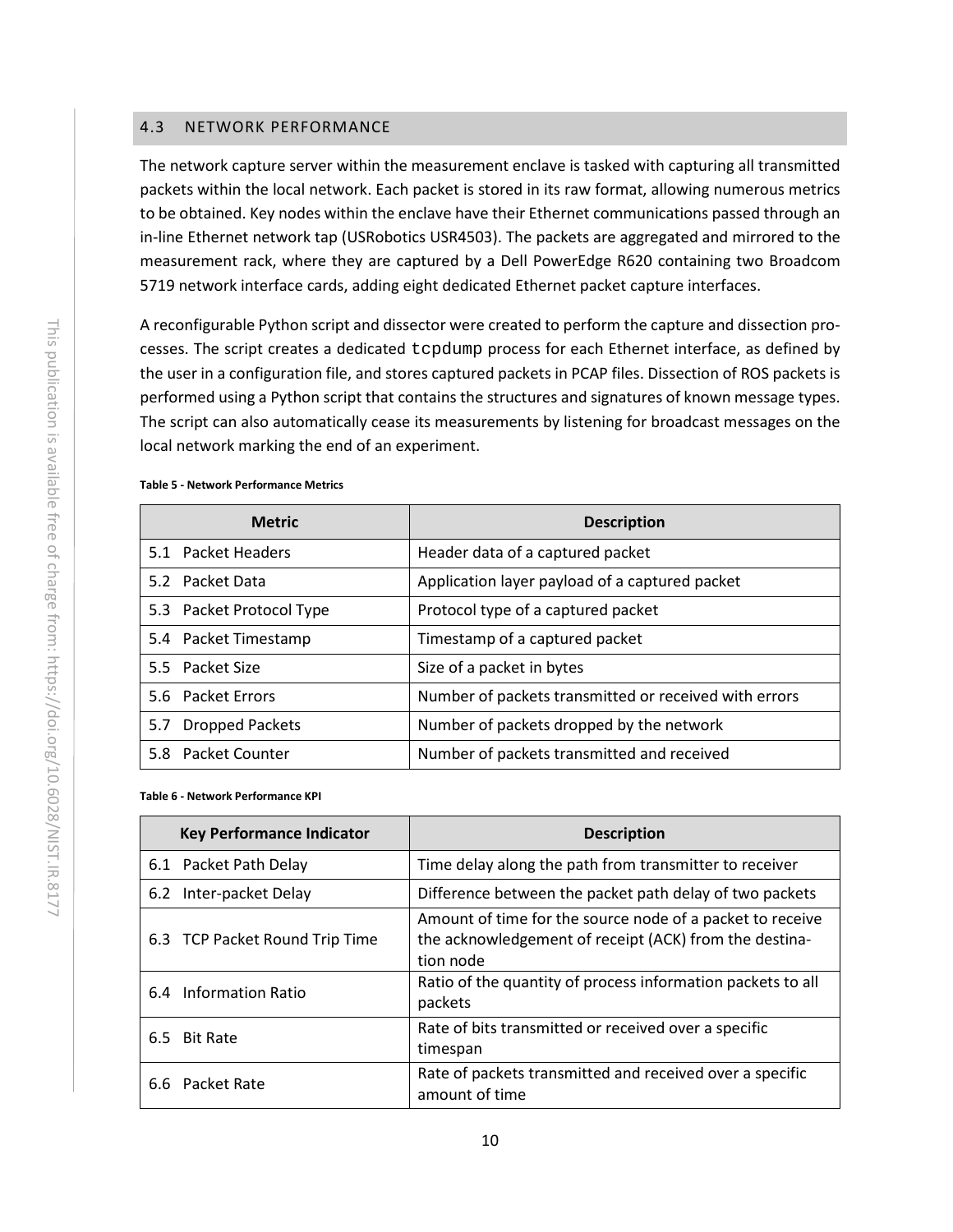## 4.3 NETWORK PERFORMANCE

The network capture server within the measurement enclave is tasked with capturing all transmitted packets within the local network. Each packet is stored in its raw format, allowing numerous metrics to be obtained. Key nodes within the enclave have their Ethernet communications passed through an in-line Ethernet network tap (USRobotics USR4503). The packets are aggregated and mirrored to the measurement rack, where they are captured by a Dell PowerEdge R620 containing two Broadcom 5719 network interface cards, adding eight dedicated Ethernet packet capture interfaces.

A reconfigurable Python script and dissector were created to perform the capture and dissection processes. The script creates a dedicated `tcpdump` process for each Ethernet interface, as defined by the user in a configuration file, and stores captured packets in PCAP files. Dissection of ROS packets is performed using a Python script that contains the structures and signatures of known message types. The script can also automatically cease its measurements by listening for broadcast messages on the local network marking the end of an experiment.

**Table 5 - Network Performance Metrics**

| Metric | Description |
| --- | --- |
| 5.1 Packet Headers | Header data of a captured packet |
| 5.2 Packet Data | Application layer payload of a captured packet |
| 5.3 Packet Protocol Type | Protocol type of a captured packet |
| 5.4 Packet Timestamp | Timestamp of a captured packet |
| 5.5 Packet Size | Size of a packet in bytes |
| 5.6 Packet Errors | Number of packets transmitted or received with errors |
| 5.7 Dropped Packets | Number of packets dropped by the network |
| 5.8 Packet Counter | Number of packets transmitted and received |

**Table 6 - Network Performance KPI**

| Key Performance Indicator | Description |
| --- | --- |
| 6.1 Packet Path Delay | Time delay along the path from transmitter to receiver |
| 6.2 Inter-packet Delay | Difference between the packet path delay of two packets |
| 6.3 TCP Packet Round Trip Time | Amount of time for the source node of a packet to receive the acknowledgement of receipt (ACK) from the destination node |
| 6.4 Information Ratio | Ratio of the quantity of process information packets to all packets |
| 6.5 Bit Rate | Rate of bits transmitted or received over a specific timespan |
| 6.6 Packet Rate | Rate of packets transmitted and received over a specific amount of time |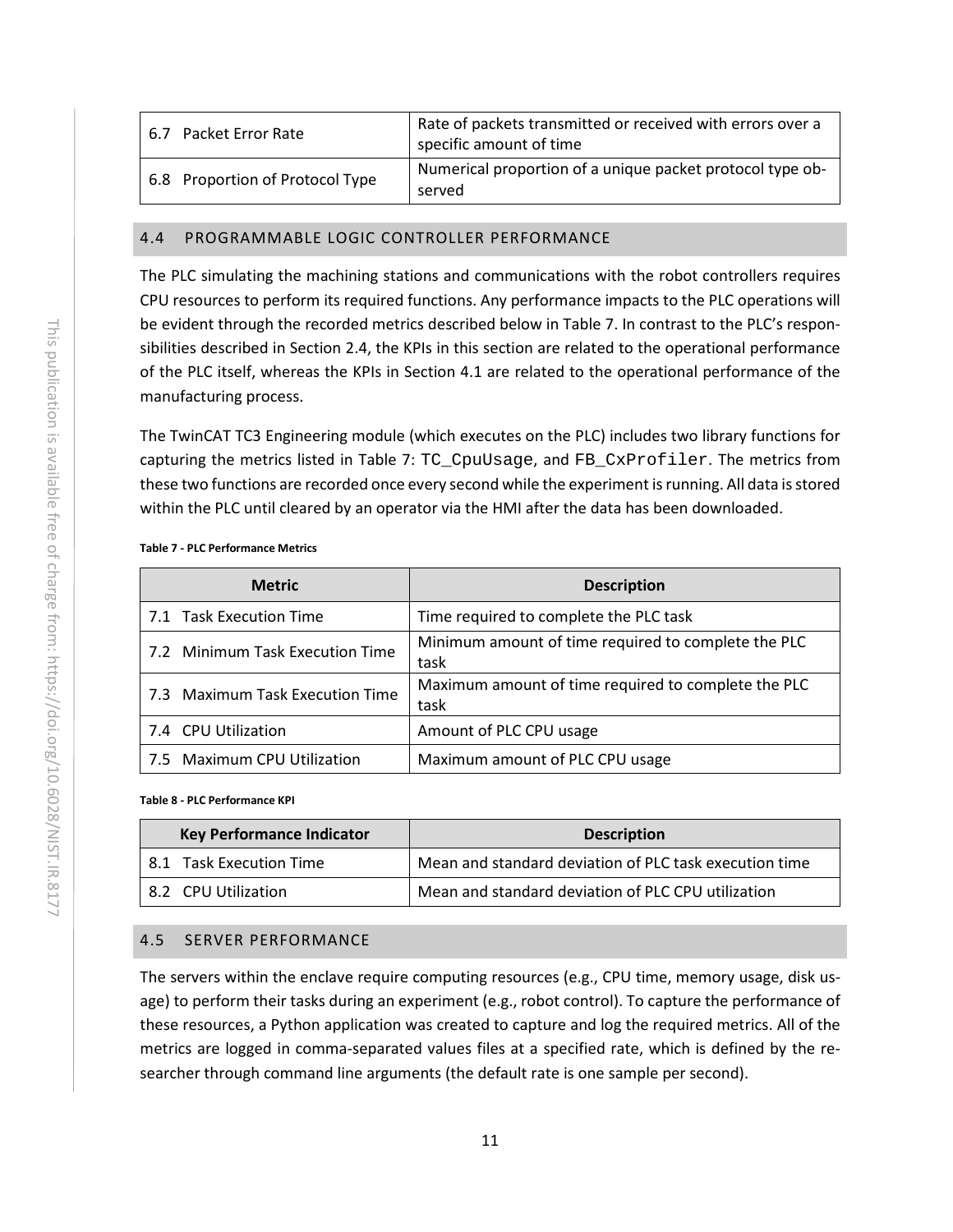| | |
|---|---|
| 6.7 Packet Error Rate | Rate of packets transmitted or received with errors over a specific amount of time |
| 6.8 Proportion of Protocol Type | Numerical proportion of a unique packet protocol type observed |

## 4.4 PROGRAMMABLE LOGIC CONTROLLER PERFORMANCE

The PLC simulating the machining stations and communications with the robot controllers requires CPU resources to perform its required functions. Any performance impacts to the PLC operations will be evident through the recorded metrics described below in Table 7. In contrast to the PLC's responsibilities described in Section 2.4, the KPIs in this section are related to the operational performance of the PLC itself, whereas the KPIs in Section 4.1 are related to the operational performance of the manufacturing process.

The TwinCAT TC3 Engineering module (which executes on the PLC) includes two library functions for capturing the metrics listed in Table 7: `TC_CpuUsage`, and `FB_CxProfiler`. The metrics from these two functions are recorded once every second while the experiment is running. All data is stored within the PLC until cleared by an operator via the HMI after the data has been downloaded.

**Table 7 - PLC Performance Metrics**

| Metric | Description |
|---|---|
| 7.1 Task Execution Time | Time required to complete the PLC task |
| 7.2 Minimum Task Execution Time | Minimum amount of time required to complete the PLC task |
| 7.3 Maximum Task Execution Time | Maximum amount of time required to complete the PLC task |
| 7.4 CPU Utilization | Amount of PLC CPU usage |
| 7.5 Maximum CPU Utilization | Maximum amount of PLC CPU usage |

**Table 8 - PLC Performance KPI**

| Key Performance Indicator | Description |
|---|---|
| 8.1 Task Execution Time | Mean and standard deviation of PLC task execution time |
| 8.2 CPU Utilization | Mean and standard deviation of PLC CPU utilization |

## 4.5 SERVER PERFORMANCE

The servers within the enclave require computing resources (e.g., CPU time, memory usage, disk usage) to perform their tasks during an experiment (e.g., robot control). To capture the performance of these resources, a Python application was created to capture and log the required metrics. All of the metrics are logged in comma-separated values files at a specified rate, which is defined by the researcher through command line arguments (the default rate is one sample per second).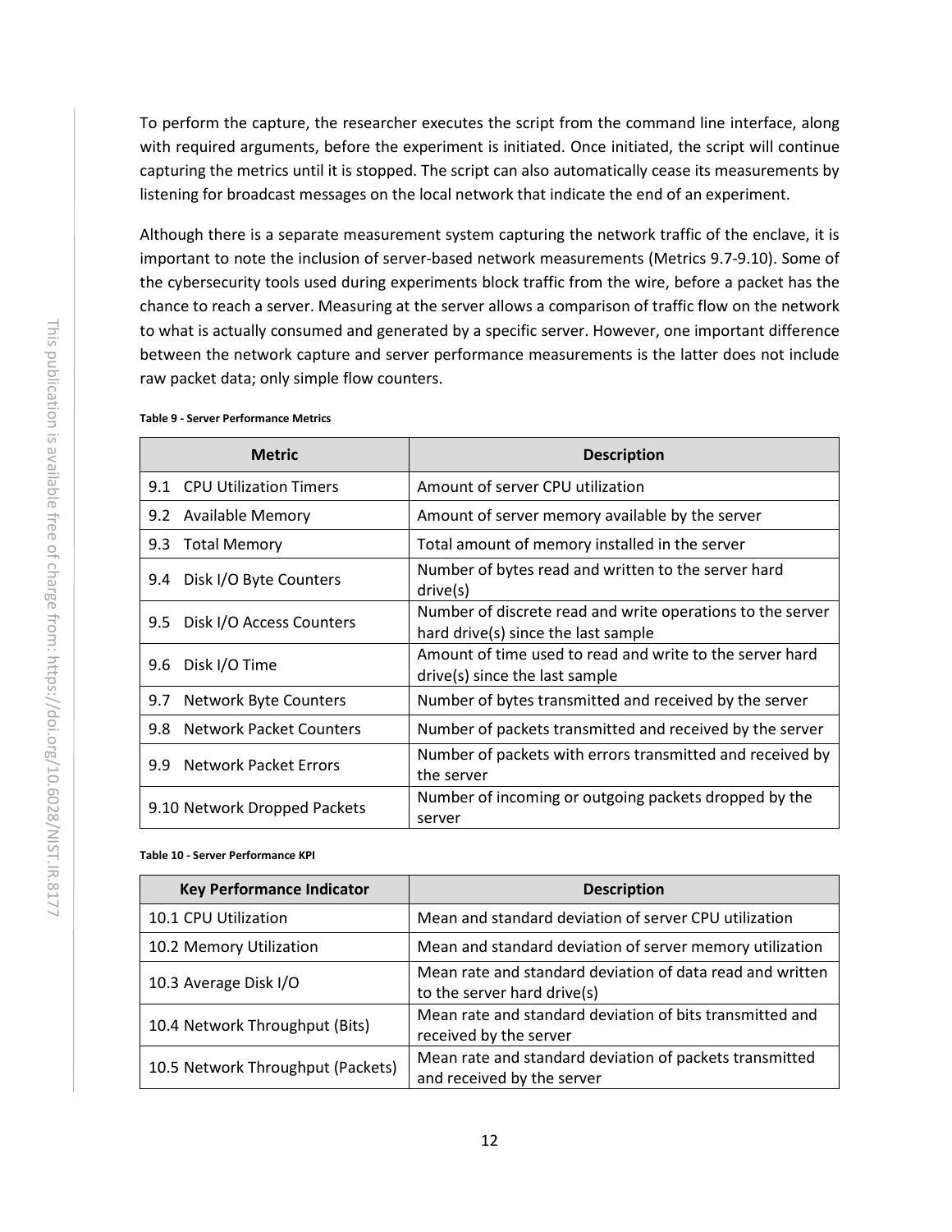To perform the capture, the researcher executes the script from the command line interface, along with required arguments, before the experiment is initiated. Once initiated, the script will continue capturing the metrics until it is stopped. The script can also automatically cease its measurements by listening for broadcast messages on the local network that indicate the end of an experiment.

Although there is a separate measurement system capturing the network traffic of the enclave, it is important to note the inclusion of server-based network measurements (Metrics 9.7-9.10). Some of the cybersecurity tools used during experiments block traffic from the wire, before a packet has the chance to reach a server. Measuring at the server allows a comparison of traffic flow on the network to what is actually consumed and generated by a specific server. However, one important difference between the network capture and server performance measurements is the latter does not include raw packet data; only simple flow counters.

**Table 9 - Server Performance Metrics**

| Metric | Description |
|---|---|
| 9.1 CPU Utilization Timers | Amount of server CPU utilization |
| 9.2 Available Memory | Amount of server memory available by the server |
| 9.3 Total Memory | Total amount of memory installed in the server |
| 9.4 Disk I/O Byte Counters | Number of bytes read and written to the server hard drive(s) |
| 9.5 Disk I/O Access Counters | Number of discrete read and write operations to the server hard drive(s) since the last sample |
| 9.6 Disk I/O Time | Amount of time used to read and write to the server hard drive(s) since the last sample |
| 9.7 Network Byte Counters | Number of bytes transmitted and received by the server |
| 9.8 Network Packet Counters | Number of packets transmitted and received by the server |
| 9.9 Network Packet Errors | Number of packets with errors transmitted and received by the server |
| 9.10 Network Dropped Packets | Number of incoming or outgoing packets dropped by the server |

**Table 10 - Server Performance KPI**

| Key Performance Indicator | Description |
|---|---|
| 10.1 CPU Utilization | Mean and standard deviation of server CPU utilization |
| 10.2 Memory Utilization | Mean and standard deviation of server memory utilization |
| 10.3 Average Disk I/O | Mean rate and standard deviation of data read and written to the server hard drive(s) |
| 10.4 Network Throughput (Bits) | Mean rate and standard deviation of bits transmitted and received by the server |
| 10.5 Network Throughput (Packets) | Mean rate and standard deviation of packets transmitted and received by the server |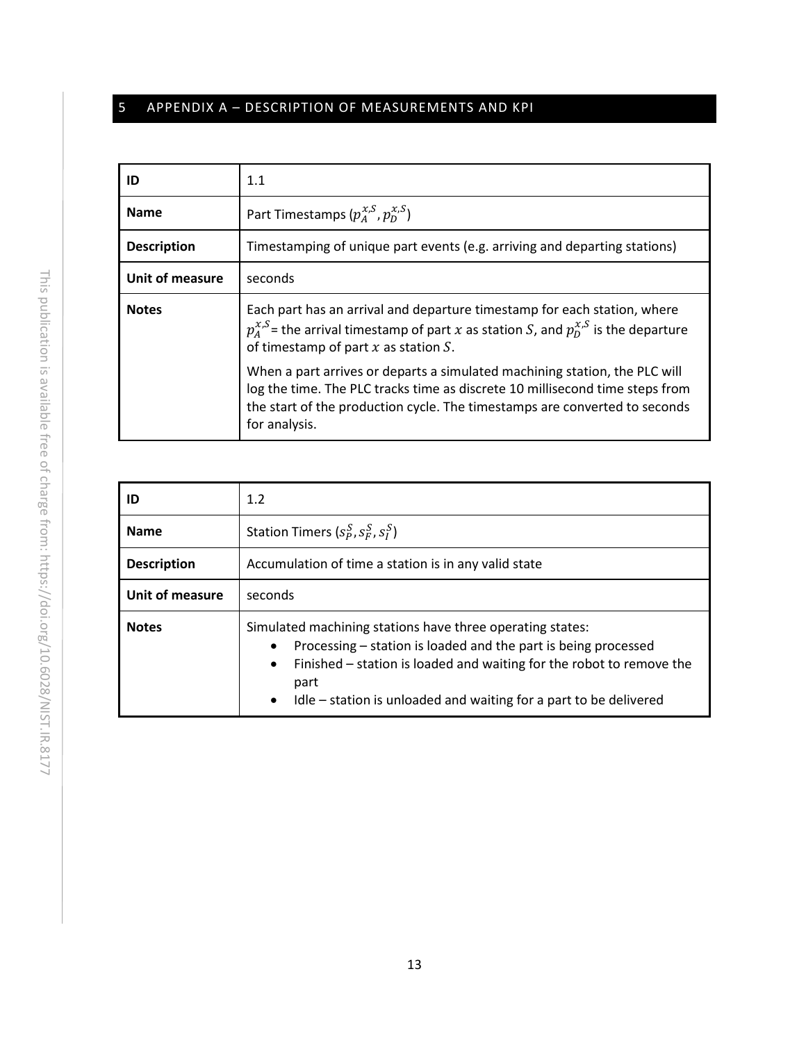# 5 APPENDIX A – DESCRIPTION OF MEASUREMENTS AND KPI

| **ID** | 1.1 |
|---|---|
| **Name** | Part Timestamps ($p_A^{x,S}$, $p_D^{x,S}$) |
| **Description** | Timestamping of unique part events (e.g. arriving and departing stations) |
| **Unit of measure** | seconds |
| **Notes** | Each part has an arrival and departure timestamp for each station, where $p_A^{x,S}$= the arrival timestamp of part $x$ as station $S$, and $p_D^{x,S}$ is the departure of timestamp of part $x$ as station $S$.<br><br>When a part arrives or departs a simulated machining station, the PLC will log the time. The PLC tracks time as discrete 10 millisecond time steps from the start of the production cycle. The timestamps are converted to seconds for analysis. |

| **ID** | 1.2 |
|---|---|
| **Name** | Station Timers ($s_P^S, s_F^S, s_I^S$) |
| **Description** | Accumulation of time a station is in any valid state |
| **Unit of measure** | seconds |
| **Notes** | Simulated machining stations have three operating states:<br>• Processing – station is loaded and the part is being processed<br>• Finished – station is loaded and waiting for the robot to remove the part<br>• Idle – station is unloaded and waiting for a part to be delivered |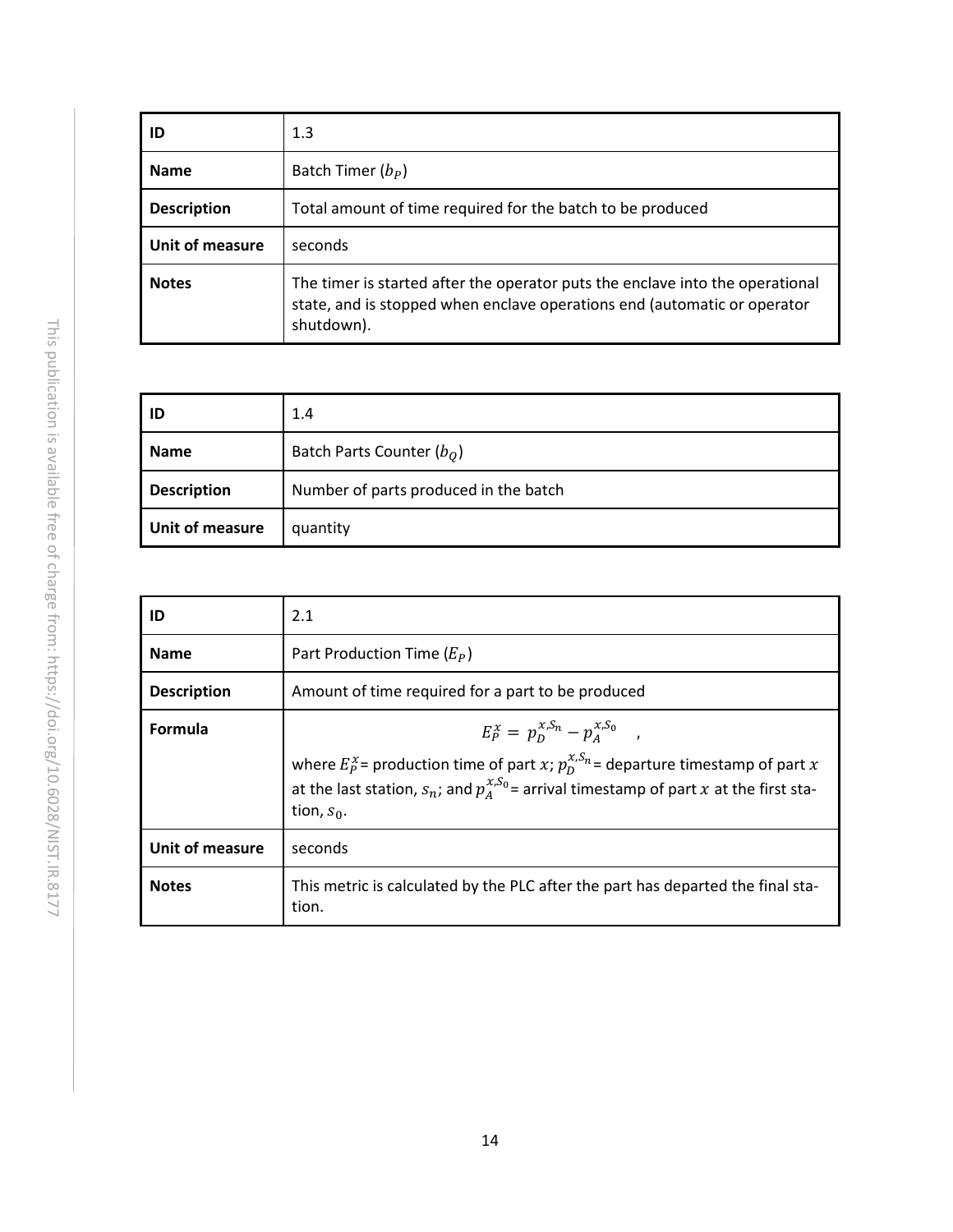| ID | 1.3 |
| --- | --- |
| **Name** | Batch Timer ($b_P$) |
| **Description** | Total amount of time required for the batch to be produced |
| **Unit of measure** | seconds |
| **Notes** | The timer is started after the operator puts the enclave into the operational state, and is stopped when enclave operations end (automatic or operator shutdown). |

| ID | 1.4 |
| --- | --- |
| **Name** | Batch Parts Counter ($b_Q$) |
| **Description** | Number of parts produced in the batch |
| **Unit of measure** | quantity |

| ID | 2.1 |
| --- | --- |
| **Name** | Part Production Time ($E_P$) |
| **Description** | Amount of time required for a part to be produced |
| **Formula** | $$E_P^x = p_D^{x,S_n} - p_A^{x,S_0} \quad ,$$ where $E_P^x$= production time of part $x$; $p_D^{x,S_n}$= departure timestamp of part $x$ at the last station, $s_n$; and $p_A^{x,S_0}$= arrival timestamp of part $x$ at the first station, $s_0$. |
| **Unit of measure** | seconds |
| **Notes** | This metric is calculated by the PLC after the part has departed the final station. |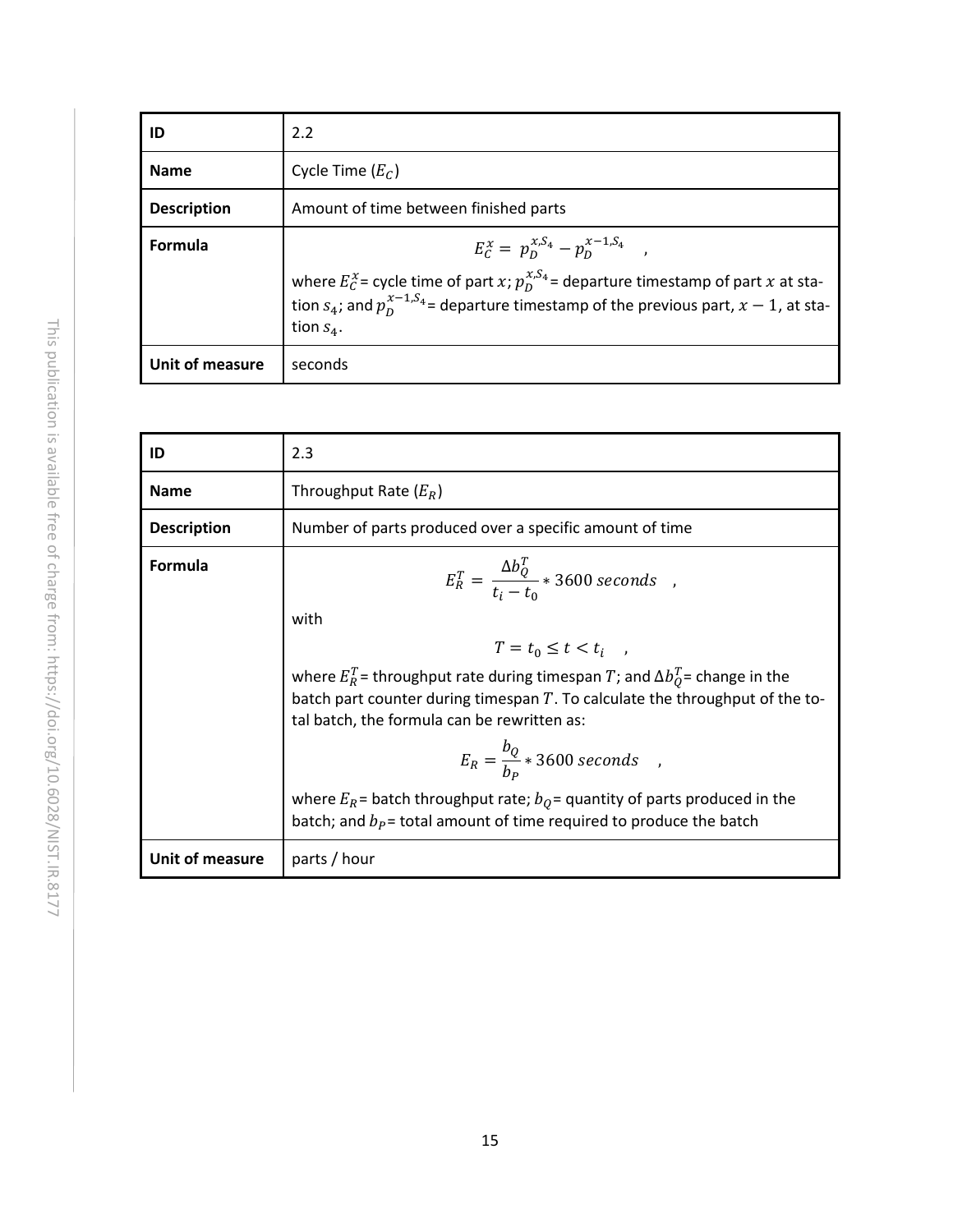| ID | 2.2 |
| --- | --- |
| **Name** | Cycle Time ($E_C$) |
| **Description** | Amount of time between finished parts |
| **Formula** | $$E_C^x = p_D^{x,S_4} - p_D^{x-1,S_4} \quad ,$$ where $E_C^x$= cycle time of part $x$; $p_D^{x,S_4}$= departure timestamp of part $x$ at station $s_4$; and $p_D^{x-1,S_4}$= departure timestamp of the previous part, $x-1$, at station $s_4$. |
| **Unit of measure** | seconds |

| ID | 2.3 |
| --- | --- |
| **Name** | Throughput Rate ($E_R$) |
| **Description** | Number of parts produced over a specific amount of time |
| **Formula** | $$E_R^T = \frac{\Delta b_Q^T}{t_i - t_0} * 3600 \; seconds \quad ,$$ with $$T = t_0 \leq t < t_i \quad ,$$ where $E_R^T$= throughput rate during timespan $T$; and $\Delta b_Q^T$= change in the batch part counter during timespan $T$. To calculate the throughput of the total batch, the formula can be rewritten as: $$E_R = \frac{b_Q}{b_P} * 3600 \; seconds \quad ,$$ where $E_R$= batch throughput rate; $b_Q$= quantity of parts produced in the batch; and $b_P$= total amount of time required to produce the batch |
| **Unit of measure** | parts / hour |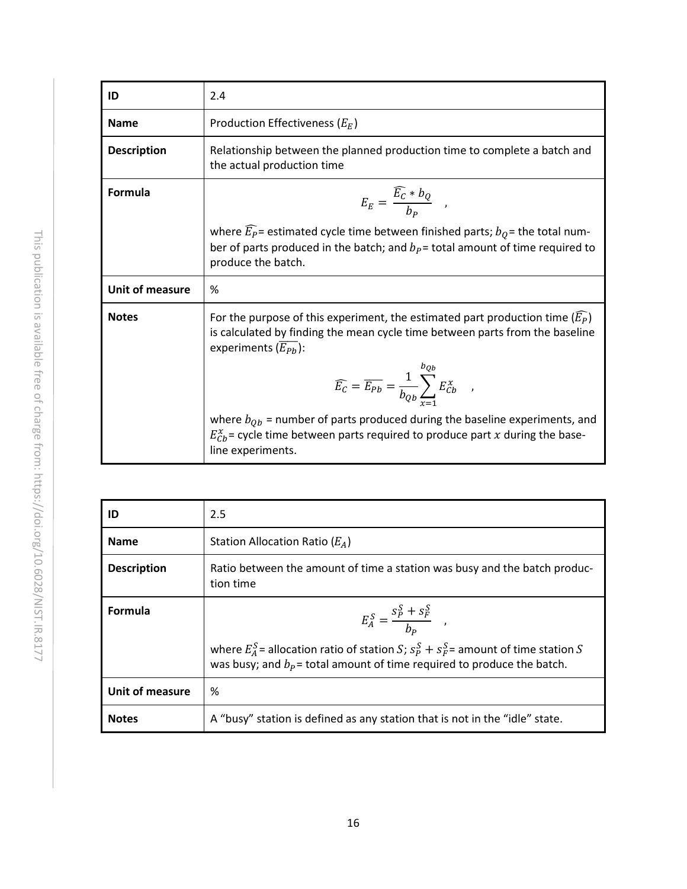| ID | 2.4 |
| --- | --- |
| **Name** | Production Effectiveness ($E_E$) |
| **Description** | Relationship between the planned production time to complete a batch and the actual production time |
| **Formula** | $$E_E = \frac{\widehat{E_C} * b_Q}{b_P} \quad ,$$ where $\widehat{E_P}$= estimated cycle time between finished parts; $b_Q$= the total number of parts produced in the batch; and $b_P$= total amount of time required to produce the batch. |
| **Unit of measure** | % |
| **Notes** | For the purpose of this experiment, the estimated part production time ($\widehat{E_P}$) is calculated by finding the mean cycle time between parts from the baseline experiments ($\overline{E_{Pb}}$): $$\widehat{E_C} = \overline{E_{Pb}} = \frac{1}{b_{Qb}} \sum_{x=1}^{b_{Qb}} E_{Cb}^x \quad ,$$ where $b_{Qb}$ = number of parts produced during the baseline experiments, and $E_{Cb}^x$= cycle time between parts required to produce part $x$ during the baseline experiments. |

| ID | 2.5 |
| --- | --- |
| **Name** | Station Allocation Ratio ($E_A$) |
| **Description** | Ratio between the amount of time a station was busy and the batch production time |
| **Formula** | $$E_A^S = \frac{s_P^S + s_F^S}{b_P} \quad ,$$ where $E_A^S$= allocation ratio of station $S$; $s_P^S + s_F^S$= amount of time station $S$ was busy; and $b_P$= total amount of time required to produce the batch. |
| **Unit of measure** | % |
| **Notes** | A "busy" station is defined as any station that is not in the "idle" state. |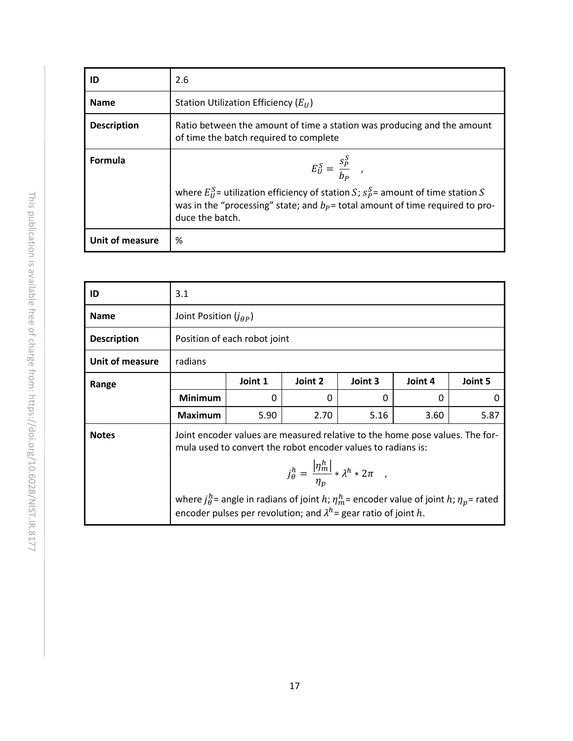| ID | 2.6 |
|---|---|
| **Name** | Station Utilization Efficiency ($E_U$) |
| **Description** | Ratio between the amount of time a station was producing and the amount of time the batch required to complete |
| **Formula** | $$E_U^S = \frac{s_P^S}{b_P} \quad ,$$ where $E_U^S$= utilization efficiency of station $S$; $s_P^S$= amount of time station $S$ was in the "processing" state; and $b_P$= total amount of time required to produce the batch. |
| **Unit of measure** | % |

| ID | 3.1 | | | | | |
|---|---|---|---|---|---|---|
| **Name** | Joint Position ($j_{\theta P}$) | | | | | |
| **Description** | Position of each robot joint | | | | | |
| **Unit of measure** | radians | | | | | |
| **Range** | | **Joint 1** | **Joint 2** | **Joint 3** | **Joint 4** | **Joint 5** |
| | **Minimum** | 0 | 0 | 0 | 0 | 0 |
| | **Maximum** | 5.90 | 2.70 | 5.16 | 3.60 | 5.87 |
| **Notes** | Joint encoder values are measured relative to the home pose values. The formula used to convert the robot encoder values to radians is: $$j_\theta^h = \frac{\lvert \eta_m^h \rvert}{\eta_p} * \lambda^h * 2\pi \quad ,$$ where $j_\theta^h$= angle in radians of joint $h$; $\eta_m^h$= encoder value of joint $h$; $\eta_p$= rated encoder pulses per revolution; and $\lambda^h$= gear ratio of joint $h$. | | | | | |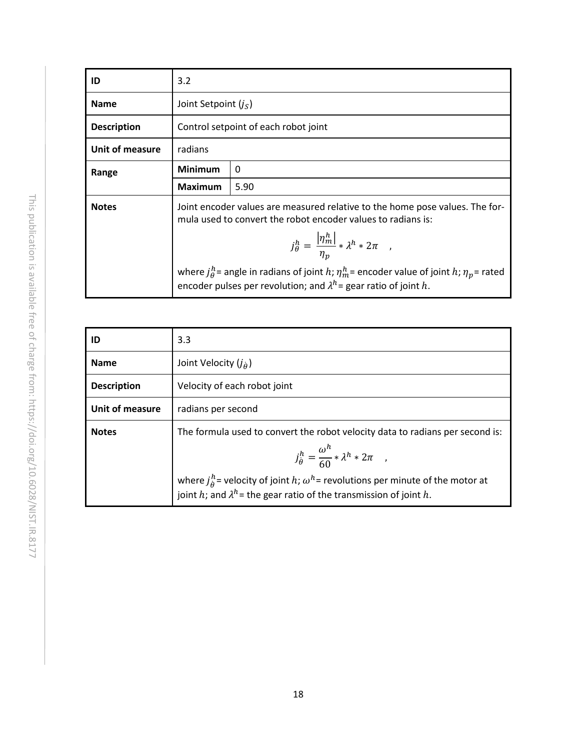| ID | 3.2 | |
|---|---|---|
| **Name** | Joint Setpoint ($j_S$) | |
| **Description** | Control setpoint of each robot joint | |
| **Unit of measure** | radians | |
| **Range** | **Minimum** | 0 |
| | **Maximum** | 5.90 |
| **Notes** | Joint encoder values are measured relative to the home pose values. The formula used to convert the robot encoder values to radians is: $$j_\theta^h = \frac{\lvert \eta_m^h \rvert}{\eta_p} * \lambda^h * 2\pi \quad ,$$ where $j_\theta^h$= angle in radians of joint $h$; $\eta_m^h$= encoder value of joint $h$; $\eta_p$= rated encoder pulses per revolution; and $\lambda^h$= gear ratio of joint $h$. | |

| ID | 3.3 |
|---|---|
| **Name** | Joint Velocity ($j_{\dot{\theta}}$) |
| **Description** | Velocity of each robot joint |
| **Unit of measure** | radians per second |
| **Notes** | The formula used to convert the robot velocity data to radians per second is: $$j_{\dot{\theta}}^h = \frac{\omega^h}{60} * \lambda^h * 2\pi \quad ,$$ where $j_{\dot{\theta}}^h$= velocity of joint $h$; $\omega^h$= revolutions per minute of the motor at joint $h$; and $\lambda^h$= the gear ratio of the transmission of joint $h$. |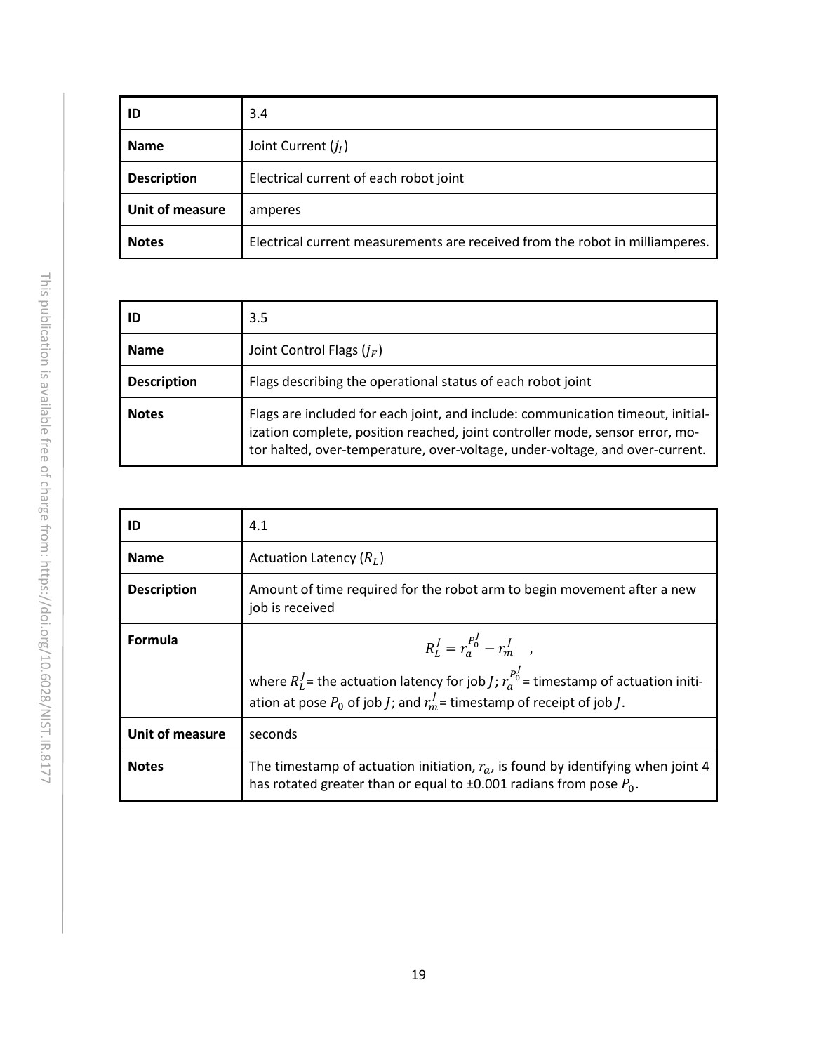| ID | 3.4 |
|---|---|
| **Name** | Joint Current ($j_I$) |
| **Description** | Electrical current of each robot joint |
| **Unit of measure** | amperes |
| **Notes** | Electrical current measurements are received from the robot in milliamperes. |

| ID | 3.5 |
|---|---|
| **Name** | Joint Control Flags ($j_F$) |
| **Description** | Flags describing the operational status of each robot joint |
| **Notes** | Flags are included for each joint, and include: communication timeout, initialization complete, position reached, joint controller mode, sensor error, motor halted, over-temperature, over-voltage, under-voltage, and over-current. |

| ID | 4.1 |
|---|---|
| **Name** | Actuation Latency ($R_L$) |
| **Description** | Amount of time required for the robot arm to begin movement after a new job is received |
| **Formula** | $$R_L^J = r_a^{P_0^J} - r_m^J \quad ,$$ where $R_L^J$ = the actuation latency for job $J$; $r_a^{P_0^J}$ = timestamp of actuation initiation at pose $P_0$ of job $J$; and $r_m^J$ = timestamp of receipt of job $J$. |
| **Unit of measure** | seconds |
| **Notes** | The timestamp of actuation initiation, $r_a$, is found by identifying when joint 4 has rotated greater than or equal to ±0.001 radians from pose $P_0$. |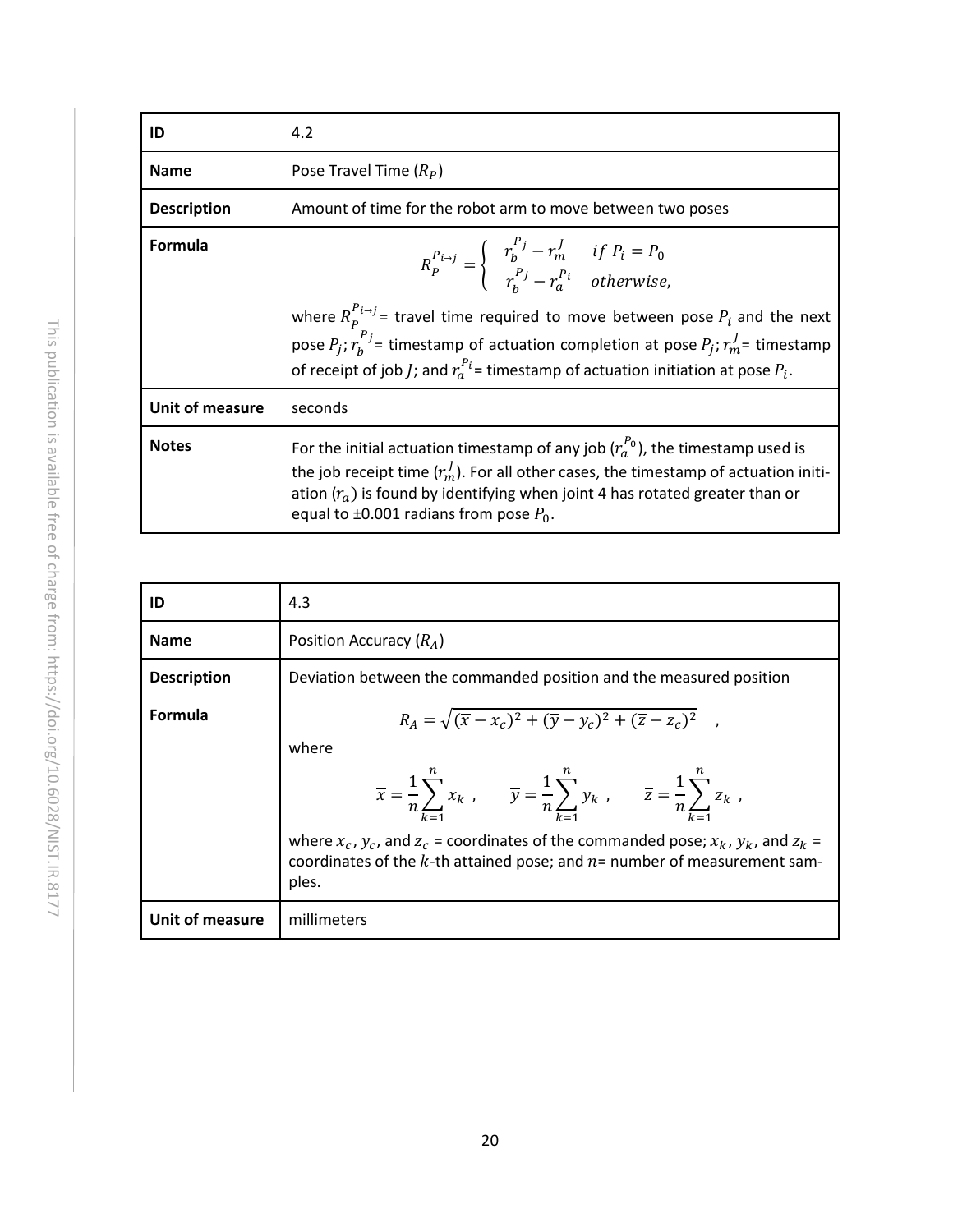| ID | 4.2 |
| --- | --- |
| **Name** | Pose Travel Time ($R_P$) |
| **Description** | Amount of time for the robot arm to move between two poses |
| **Formula** | $$R_P^{P_{i \to j}} = \begin{cases} r_b^{P_j} - r_m^J & if\ P_i = P_0 \\ r_b^{P_j} - r_a^{P_i} & otherwise, \end{cases}$$ where $R_P^{P_{i \to j}}$= travel time required to move between pose $P_i$ and the next pose $P_j$; $r_b^{P_j}$= timestamp of actuation completion at pose $P_j$; $r_m^J$= timestamp of receipt of job $J$; and $r_a^{P_i}$= timestamp of actuation initiation at pose $P_i$. |
| **Unit of measure** | seconds |
| **Notes** | For the initial actuation timestamp of any job ($r_a^{P_0}$), the timestamp used is the job receipt time ($r_m^J$). For all other cases, the timestamp of actuation initiation ($r_a$) is found by identifying when joint 4 has rotated greater than or equal to ±0.001 radians from pose $P_0$. |

| ID | 4.3 |
| --- | --- |
| **Name** | Position Accuracy ($R_A$) |
| **Description** | Deviation between the commanded position and the measured position |
| **Formula** | $$R_A = \sqrt{(\overline{x} - x_c)^2 + (\overline{y} - y_c)^2 + (\overline{z} - z_c)^2} \quad ,$$ where $$\overline{x} = \frac{1}{n}\sum_{k=1}^{n} x_k \ , \qquad \overline{y} = \frac{1}{n}\sum_{k=1}^{n} y_k \ , \qquad \overline{z} = \frac{1}{n}\sum_{k=1}^{n} z_k \ ,$$ where $x_c$, $y_c$, and $z_c$ = coordinates of the commanded pose; $x_k$, $y_k$, and $z_k$ = coordinates of the $k$-th attained pose; and $n$= number of measurement samples. |
| **Unit of measure** | millimeters |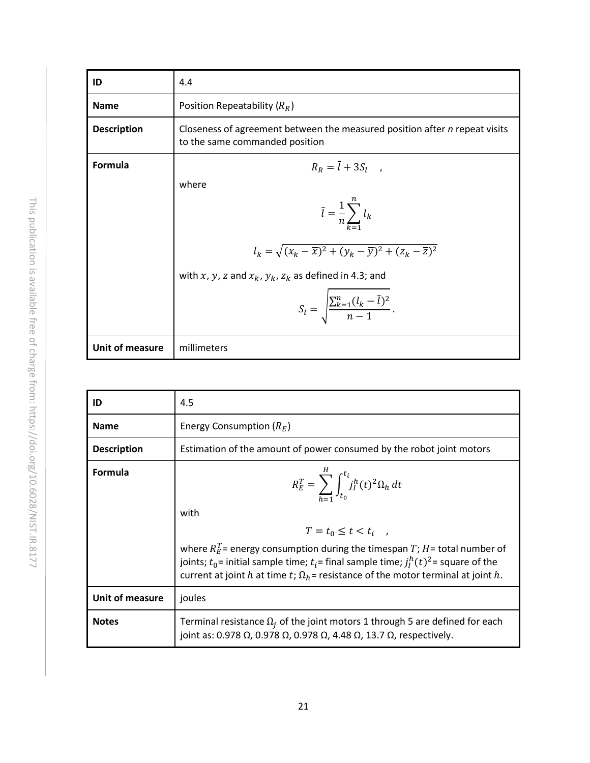| ID | 4.4 |
|---|---|
| **Name** | Position Repeatability ($R_R$) |
| **Description** | Closeness of agreement between the measured position after *n* repeat visits to the same commanded position |
| **Formula** | $$R_R = \bar{l} + 3S_l \quad ,$$ where $$\bar{l} = \frac{1}{n}\sum_{k=1}^{n} l_k$$ $$l_k = \sqrt{(x_k - \bar{x})^2 + (y_k - \bar{y})^2 + (z_k - \bar{z})^2}$$ with $x$, $y$, $z$ and $x_k$, $y_k$, $z_k$ as defined in 4.3; and $$S_l = \sqrt{\frac{\sum_{k=1}^{n}(l_k - \bar{l})^2}{n-1}} .$$ |
| **Unit of measure** | millimeters |

| ID | 4.5 |
|---|---|
| **Name** | Energy Consumption ($R_E$) |
| **Description** | Estimation of the amount of power consumed by the robot joint motors |
| **Formula** | $$R_E^T = \sum_{h=1}^{H} \int_{t_0}^{t_i} j_I^h(t)^2 \Omega_h \, dt$$ with $$T = t_0 \leq t < t_i \quad ,$$ where $R_E^T$= energy consumption during the timespan $T$; $H$= total number of joints; $t_0$= initial sample time; $t_i$= final sample time; $j_I^h(t)^2$= square of the current at joint $h$ at time $t$; $\Omega_h$= resistance of the motor terminal at joint $h$. |
| **Unit of measure** | joules |
| **Notes** | Terminal resistance $\Omega_j$ of the joint motors 1 through 5 are defined for each joint as: 0.978 Ω, 0.978 Ω, 0.978 Ω, 4.48 Ω, 13.7 Ω, respectively. |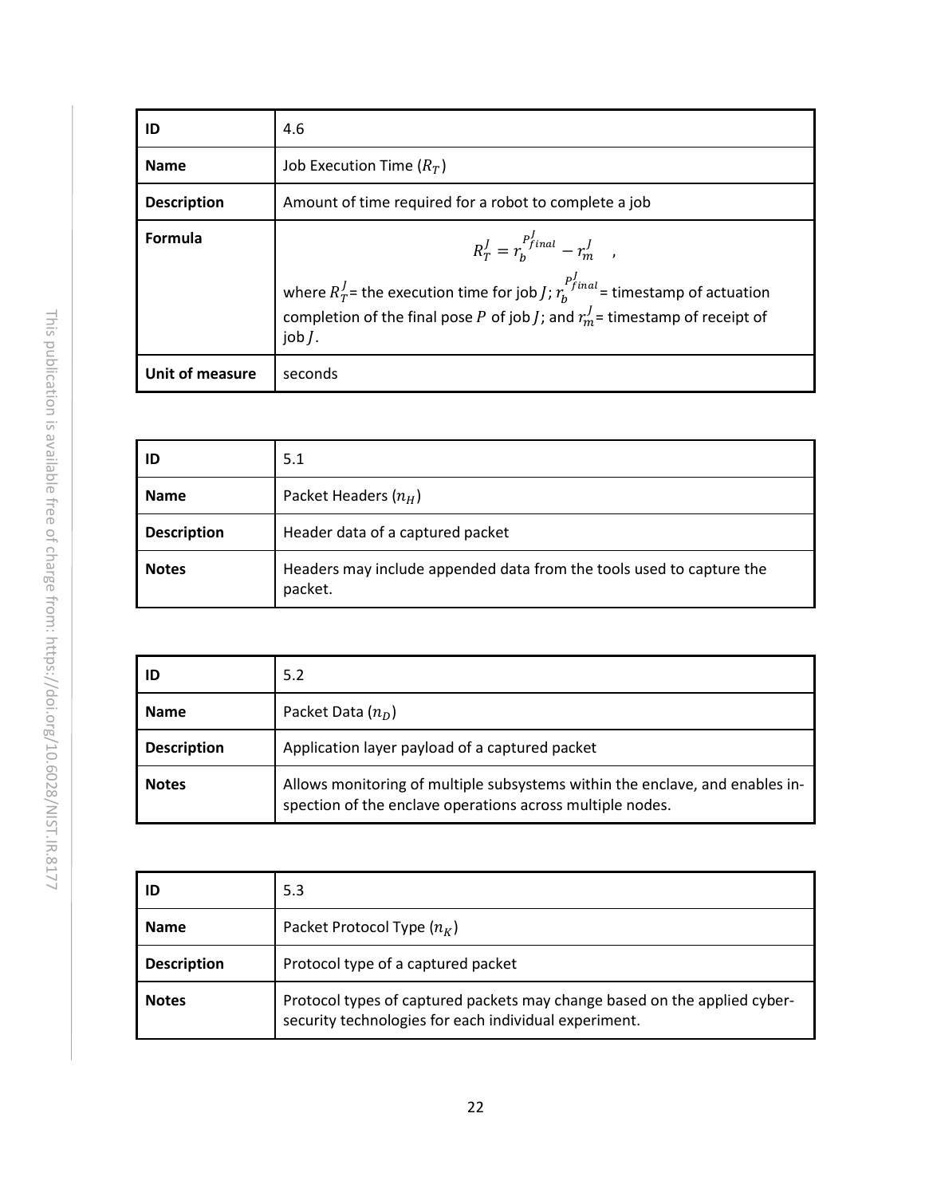| ID | 4.6 |
|---|---|
| **Name** | Job Execution Time ($R_T$) |
| **Description** | Amount of time required for a robot to complete a job |
| **Formula** | $$R_T^J = r_b^{P_{final}^J} - r_m^J \quad ,$$ where $R_T^J$= the execution time for job $J$; $r_b^{P_{final}^J}$= timestamp of actuation completion of the final pose $P$ of job $J$; and $r_m^J$= timestamp of receipt of job $J$. |
| **Unit of measure** | seconds |

| ID | 5.1 |
|---|---|
| **Name** | Packet Headers ($n_H$) |
| **Description** | Header data of a captured packet |
| **Notes** | Headers may include appended data from the tools used to capture the packet. |

| ID | 5.2 |
|---|---|
| **Name** | Packet Data ($n_D$) |
| **Description** | Application layer payload of a captured packet |
| **Notes** | Allows monitoring of multiple subsystems within the enclave, and enables inspection of the enclave operations across multiple nodes. |

| ID | 5.3 |
|---|---|
| **Name** | Packet Protocol Type ($n_K$) |
| **Description** | Protocol type of a captured packet |
| **Notes** | Protocol types of captured packets may change based on the applied cybersecurity technologies for each individual experiment. |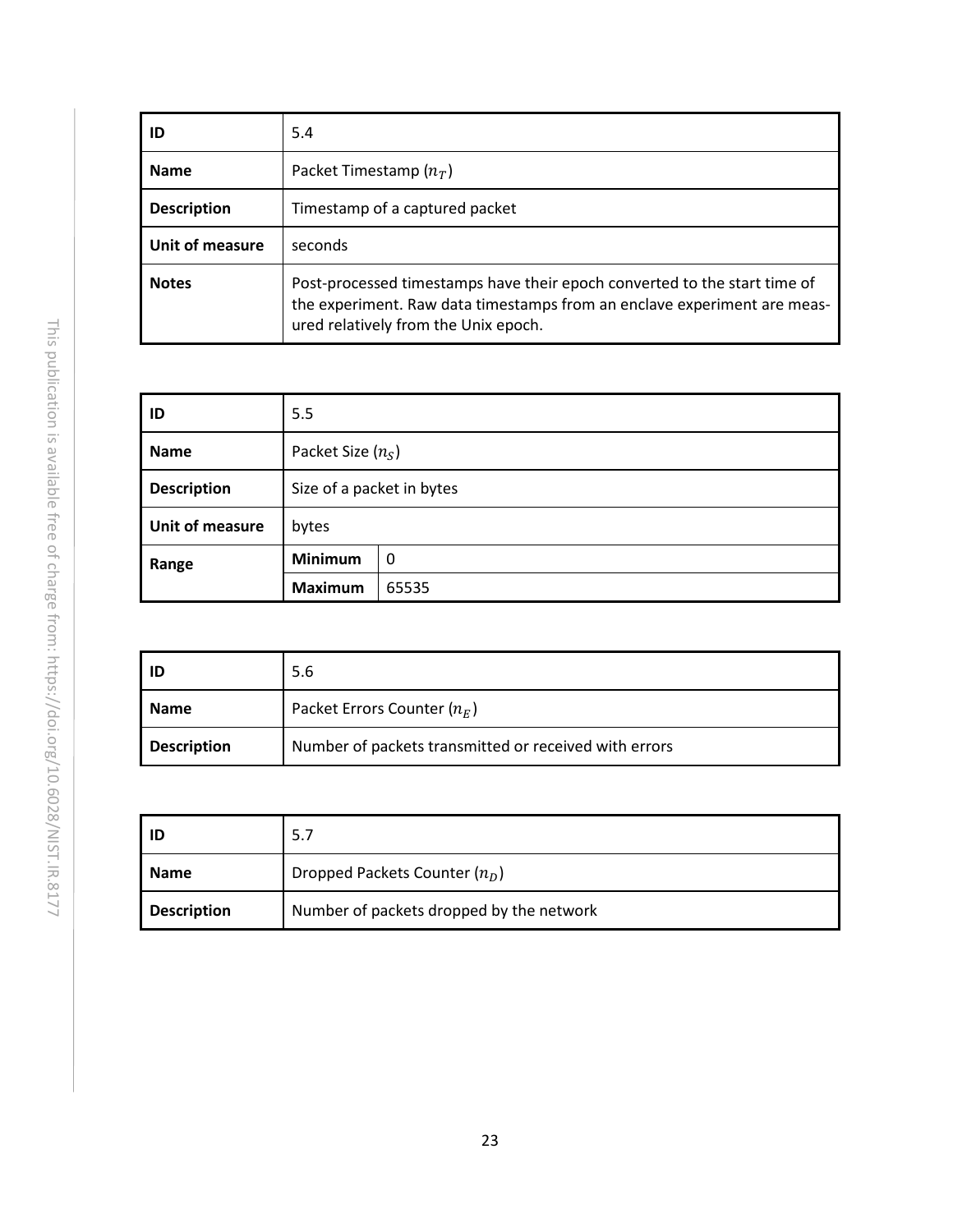| ID | 5.4 |
|---|---|
| **Name** | Packet Timestamp ($n_T$) |
| **Description** | Timestamp of a captured packet |
| **Unit of measure** | seconds |
| **Notes** | Post-processed timestamps have their epoch converted to the start time of the experiment. Raw data timestamps from an enclave experiment are measured relatively from the Unix epoch. |

| ID | 5.5 | |
|---|---|---|
| **Name** | Packet Size ($n_S$) | |
| **Description** | Size of a packet in bytes | |
| **Unit of measure** | bytes | |
| **Range** | **Minimum** | 0 |
| | **Maximum** | 65535 |

| ID | 5.6 |
|---|---|
| **Name** | Packet Errors Counter ($n_E$) |
| **Description** | Number of packets transmitted or received with errors |

| ID | 5.7 |
|---|---|
| **Name** | Dropped Packets Counter ($n_D$) |
| **Description** | Number of packets dropped by the network |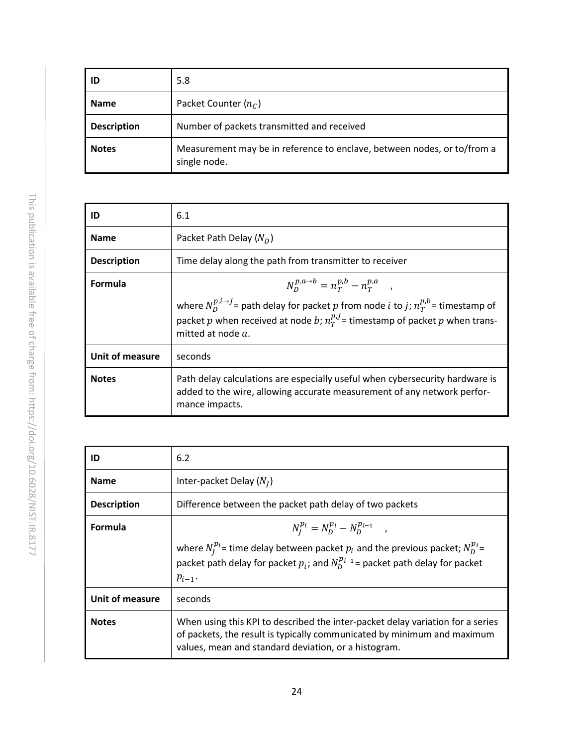| ID | 5.8 |
| --- | --- |
| **Name** | Packet Counter ($n_C$) |
| **Description** | Number of packets transmitted and received |
| **Notes** | Measurement may be in reference to enclave, between nodes, or to/from a single node. |

| ID | 6.1 |
| --- | --- |
| **Name** | Packet Path Delay ($N_D$) |
| **Description** | Time delay along the path from transmitter to receiver |
| **Formula** | $$N_D^{p,a \to b} = n_T^{p,b} - n_T^{p,a} \quad ,$$ where $N_D^{p,i \to j}$ = path delay for packet $p$ from node $i$ to $j$; $n_T^{p,b}$ = timestamp of packet $p$ when received at node $b$; $n_T^{p,j}$ = timestamp of packet $p$ when transmitted at node $a$. |
| **Unit of measure** | seconds |
| **Notes** | Path delay calculations are especially useful when cybersecurity hardware is added to the wire, allowing accurate measurement of any network performance impacts. |

| ID | 6.2 |
| --- | --- |
| **Name** | Inter-packet Delay ($N_J$) |
| **Description** | Difference between the packet path delay of two packets |
| **Formula** | $$N_J^{p_i} = N_D^{p_i} - N_D^{p_{i-1}} \quad ,$$ where $N_J^{p_i}$ = time delay between packet $p_i$ and the previous packet; $N_D^{p_i}$ = packet path delay for packet $p_i$; and $N_D^{p_{i-1}}$ = packet path delay for packet $p_{i-1}$. |
| **Unit of measure** | seconds |
| **Notes** | When using this KPI to described the inter-packet delay variation for a series of packets, the result is typically communicated by minimum and maximum values, mean and standard deviation, or a histogram. |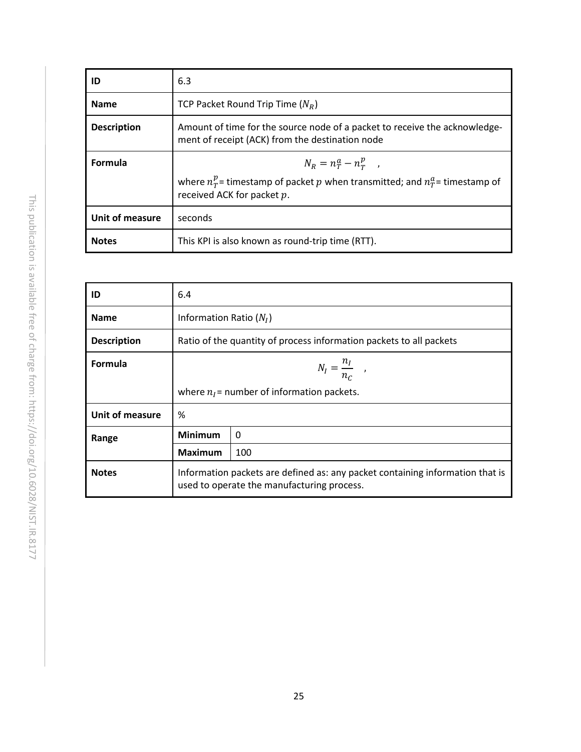| ID | 6.3 |
| --- | --- |
| **Name** | TCP Packet Round Trip Time ($N_R$) |
| **Description** | Amount of time for the source node of a packet to receive the acknowledgement of receipt (ACK) from the destination node |
| **Formula** | $$N_R = n_T^a - n_T^p \quad ,$$ where $n_T^p$= timestamp of packet $p$ when transmitted; and $n_T^a$= timestamp of received ACK for packet $p$. |
| **Unit of measure** | seconds |
| **Notes** | This KPI is also known as round-trip time (RTT). |

| ID | 6.4 | |
| --- | --- | --- |
| **Name** | Information Ratio ($N_I$) | |
| **Description** | Ratio of the quantity of process information packets to all packets | |
| **Formula** | $$N_I = \frac{n_I}{n_C} \quad ,$$ where $n_I$= number of information packets. | |
| **Unit of measure** | % | |
| **Range** | **Minimum** | 0 |
| | **Maximum** | 100 |
| **Notes** | Information packets are defined as: any packet containing information that is used to operate the manufacturing process. | |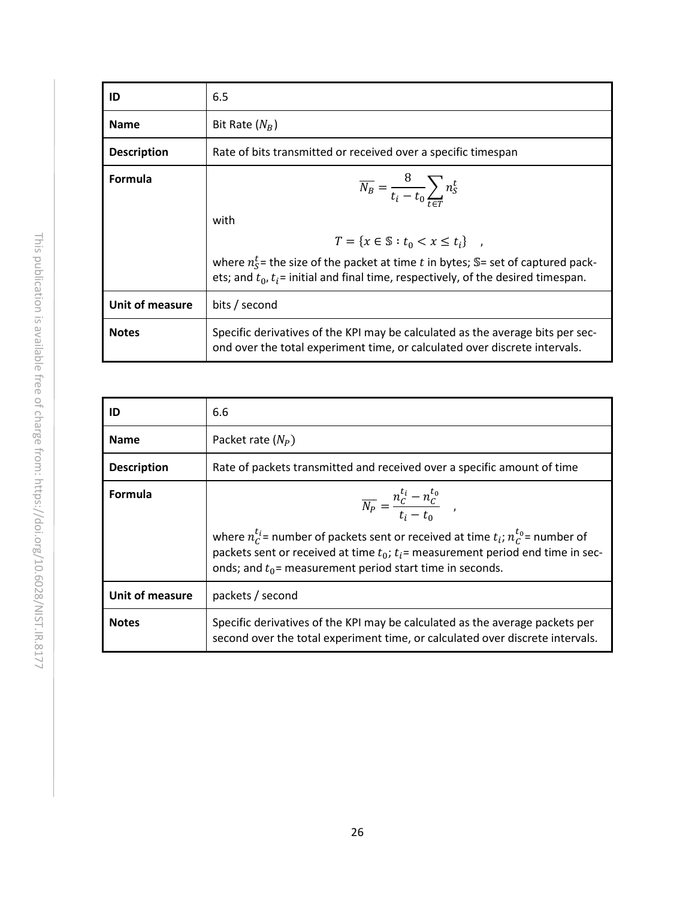| ID | 6.5 |
|---|---|
| **Name** | Bit Rate ($N_B$) |
| **Description** | Rate of bits transmitted or received over a specific timespan |
| **Formula** | $$\overline{N_B} = \frac{8}{t_i - t_0} \sum_{t \in T} n_S^t$$ with $$T = \{x \in \mathbb{S} : t_0 < x \le t_i\} \quad ,$$ where $n_S^t$= the size of the packet at time $t$ in bytes; $\mathbb{S}$= set of captured packets; and $t_0$, $t_i$= initial and final time, respectively, of the desired timespan. |
| **Unit of measure** | bits / second |
| **Notes** | Specific derivatives of the KPI may be calculated as the average bits per second over the total experiment time, or calculated over discrete intervals. |

| ID | 6.6 |
|---|---|
| **Name** | Packet rate ($N_P$) |
| **Description** | Rate of packets transmitted and received over a specific amount of time |
| **Formula** | $$\overline{N_P} = \frac{n_C^{t_i} - n_C^{t_0}}{t_i - t_0} \quad ,$$ where $n_C^{t_i}$= number of packets sent or received at time $t_i$; $n_C^{t_0}$= number of packets sent or received at time $t_0$; $t_i$= measurement period end time in seconds; and $t_0$= measurement period start time in seconds. |
| **Unit of measure** | packets / second |
| **Notes** | Specific derivatives of the KPI may be calculated as the average packets per second over the total experiment time, or calculated over discrete intervals. |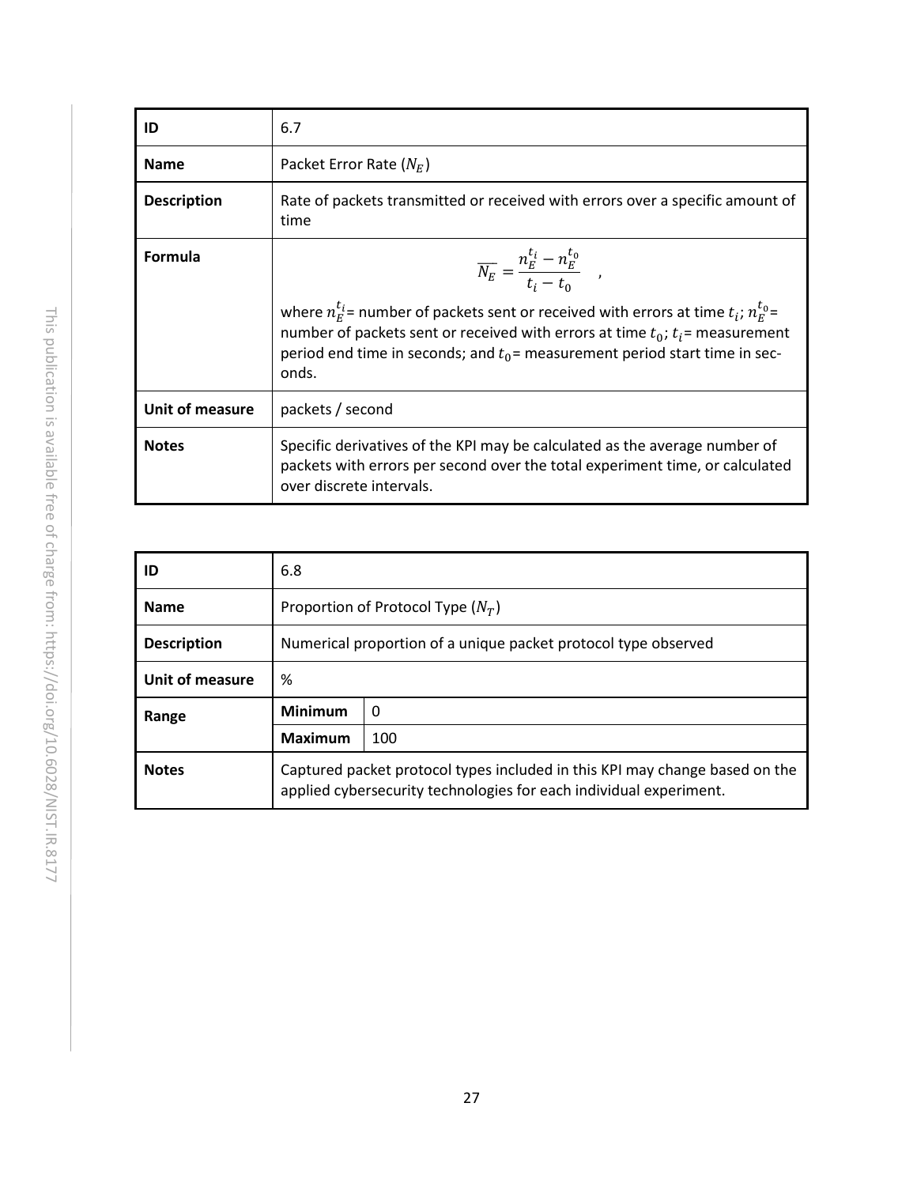| ID | 6.7 |
|---|---|
| **Name** | Packet Error Rate ($N_E$) |
| **Description** | Rate of packets transmitted or received with errors over a specific amount of time |
| **Formula** | $$\overline{N_E} = \frac{n_E^{t_i} - n_E^{t_0}}{t_i - t_0} \quad ,$$ where $n_E^{t_i}$= number of packets sent or received with errors at time $t_i$; $n_E^{t_0}$= number of packets sent or received with errors at time $t_0$; $t_i$= measurement period end time in seconds; and $t_0$= measurement period start time in seconds. |
| **Unit of measure** | packets / second |
| **Notes** | Specific derivatives of the KPI may be calculated as the average number of packets with errors per second over the total experiment time, or calculated over discrete intervals. |

| ID | 6.8 | |
|---|---|---|
| **Name** | Proportion of Protocol Type ($N_T$) | |
| **Description** | Numerical proportion of a unique packet protocol type observed | |
| **Unit of measure** | % | |
| **Range** | **Minimum** | 0 |
| | **Maximum** | 100 |
| **Notes** | Captured packet protocol types included in this KPI may change based on the applied cybersecurity technologies for each individual experiment. | |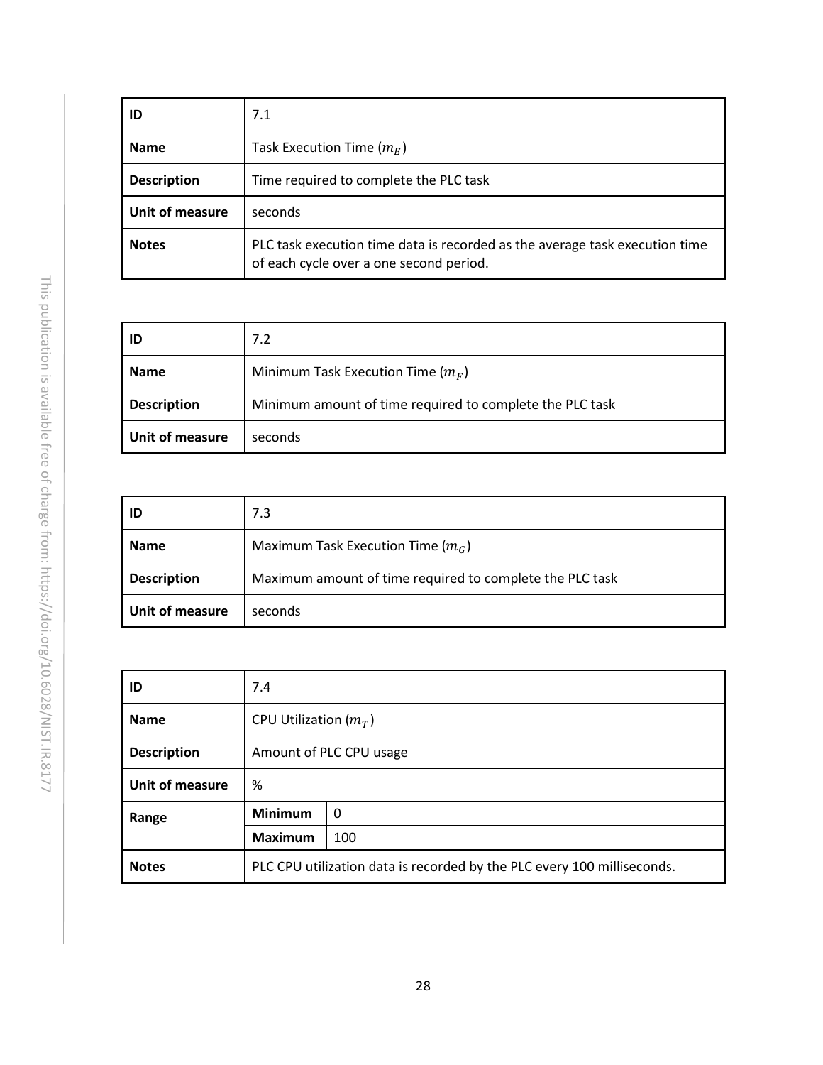| ID | 7.1 |
| --- | --- |
| **Name** | Task Execution Time ($m_E$) |
| **Description** | Time required to complete the PLC task |
| **Unit of measure** | seconds |
| **Notes** | PLC task execution time data is recorded as the average task execution time of each cycle over a one second period. |

| ID | 7.2 |
| --- | --- |
| **Name** | Minimum Task Execution Time ($m_F$) |
| **Description** | Minimum amount of time required to complete the PLC task |
| **Unit of measure** | seconds |

| ID | 7.3 |
| --- | --- |
| **Name** | Maximum Task Execution Time ($m_G$) |
| **Description** | Maximum amount of time required to complete the PLC task |
| **Unit of measure** | seconds |

| ID | 7.4 | |
| --- | --- | --- |
| **Name** | CPU Utilization ($m_T$) | |
| **Description** | Amount of PLC CPU usage | |
| **Unit of measure** | % | |
| **Range** | **Minimum** | 0 |
| | **Maximum** | 100 |
| **Notes** | PLC CPU utilization data is recorded by the PLC every 100 milliseconds. | |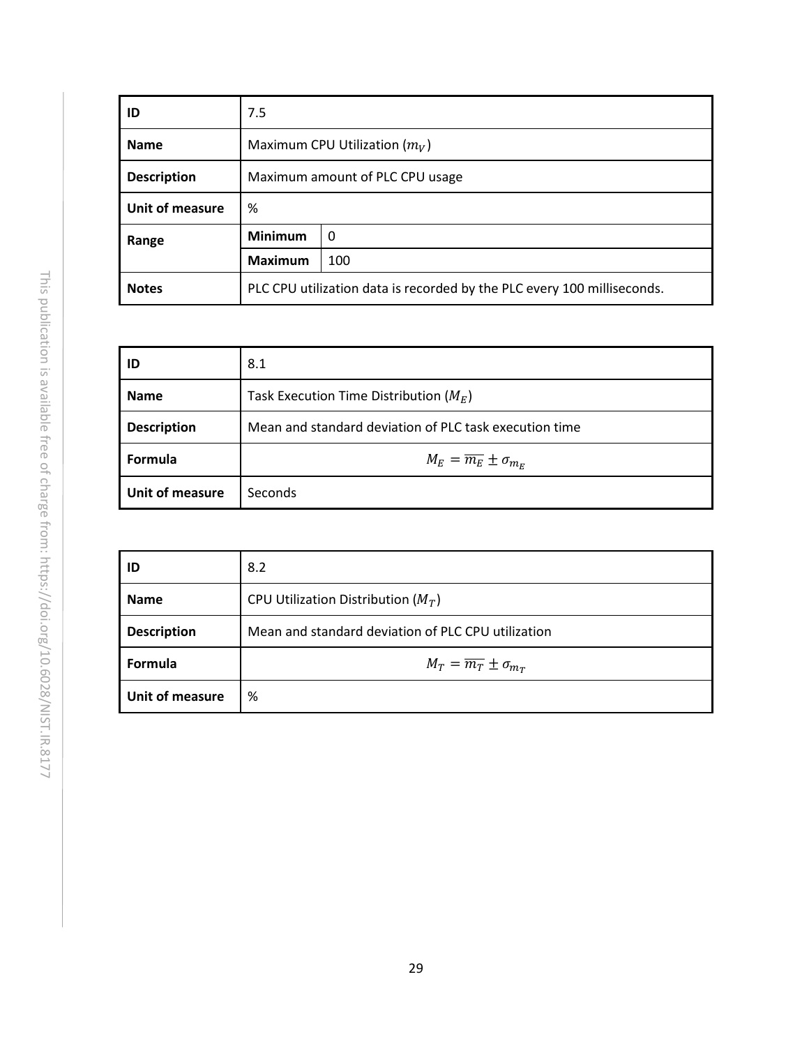| ID | 7.5 | |
|---|---|---|
| **Name** | Maximum CPU Utilization ($m_V$) | |
| **Description** | Maximum amount of PLC CPU usage | |
| **Unit of measure** | % | |
| **Range** | **Minimum** | 0 |
| | **Maximum** | 100 |
| **Notes** | PLC CPU utilization data is recorded by the PLC every 100 milliseconds. | |

| ID | 8.1 |
|---|---|
| **Name** | Task Execution Time Distribution ($M_E$) |
| **Description** | Mean and standard deviation of PLC task execution time |
| **Formula** | $M_E = \overline{m_E} \pm \sigma_{m_E}$ |
| **Unit of measure** | Seconds |

| ID | 8.2 |
|---|---|
| **Name** | CPU Utilization Distribution ($M_T$) |
| **Description** | Mean and standard deviation of PLC CPU utilization |
| **Formula** | $M_T = \overline{m_T} \pm \sigma_{m_T}$ |
| **Unit of measure** | % |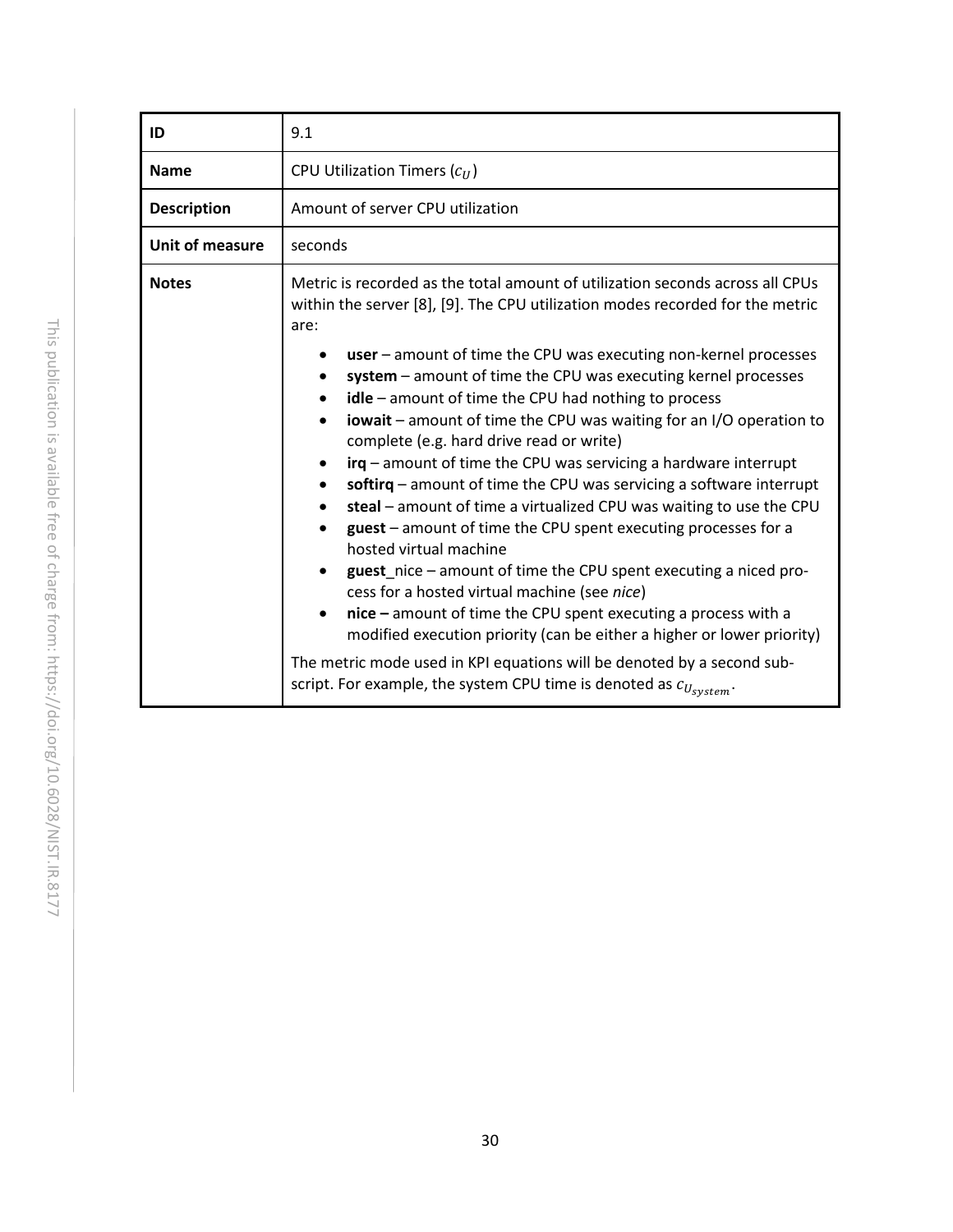| ID | 9.1 |
|---|---|
| **Name** | CPU Utilization Timers ($c_U$) |
| **Description** | Amount of server CPU utilization |
| **Unit of measure** | seconds |
| **Notes** | Metric is recorded as the total amount of utilization seconds across all CPUs within the server [8], [9]. The CPU utilization modes recorded for the metric are: <br>• **user** – amount of time the CPU was executing non-kernel processes <br>• **system** – amount of time the CPU was executing kernel processes <br>• **idle** – amount of time the CPU had nothing to process <br>• **iowait** – amount of time the CPU was waiting for an I/O operation to complete (e.g. hard drive read or write) <br>• **irq** – amount of time the CPU was servicing a hardware interrupt <br>• **softirq** – amount of time the CPU was servicing a software interrupt <br>• **steal** – amount of time a virtualized CPU was waiting to use the CPU <br>• **guest** – amount of time the CPU spent executing processes for a hosted virtual machine <br>• **guest**_nice – amount of time the CPU spent executing a niced process for a hosted virtual machine (see *nice*) <br>• **nice –** amount of time the CPU spent executing a process with a modified execution priority (can be either a higher or lower priority) <br>The metric mode used in KPI equations will be denoted by a second subscript. For example, the system CPU time is denoted as $c_{U_{system}}$. |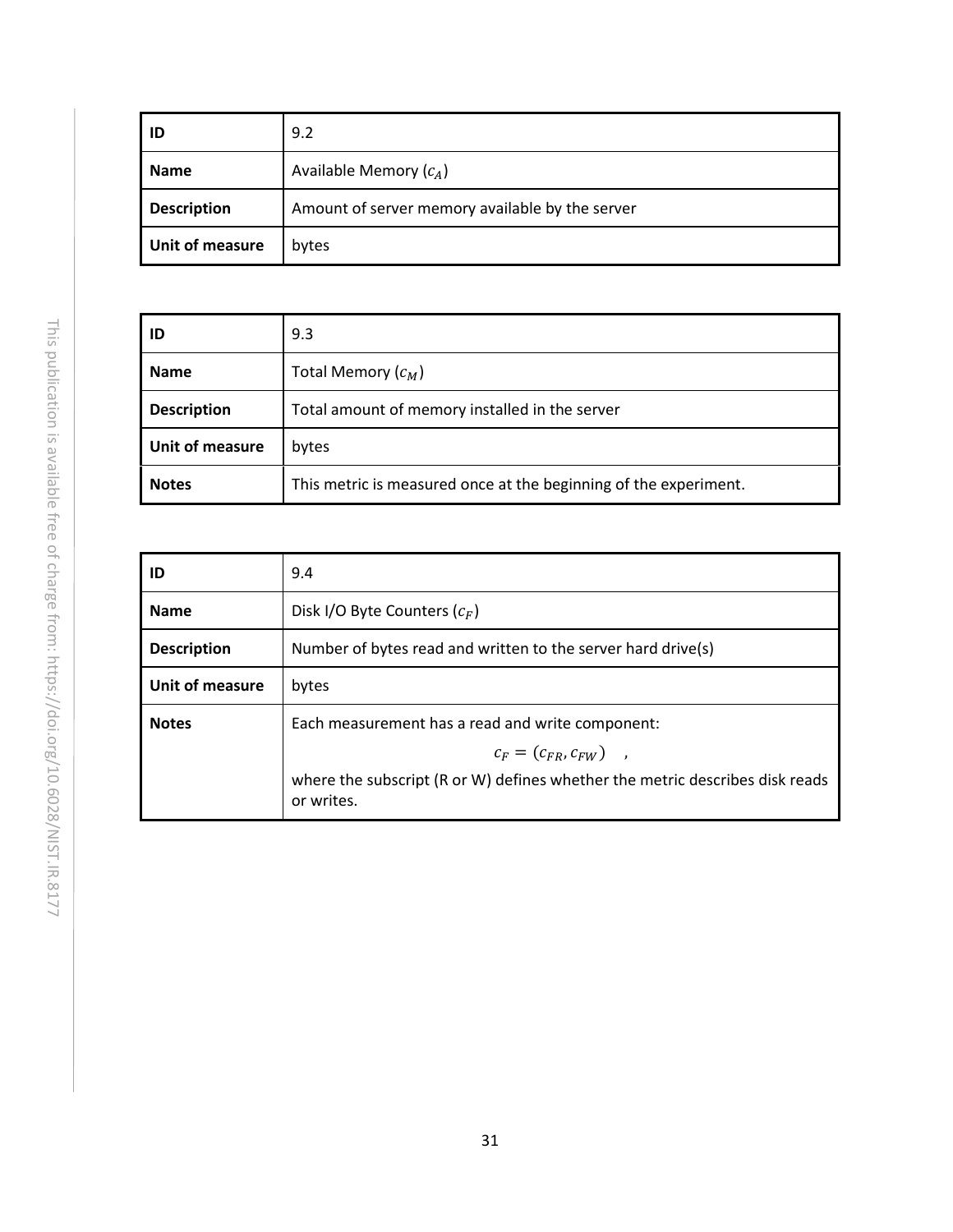| ID | 9.2 |
|---|---|
| **Name** | Available Memory ($c_A$) |
| **Description** | Amount of server memory available by the server |
| **Unit of measure** | bytes |

| ID | 9.3 |
|---|---|
| **Name** | Total Memory ($c_M$) |
| **Description** | Total amount of memory installed in the server |
| **Unit of measure** | bytes |
| **Notes** | This metric is measured once at the beginning of the experiment. |

| ID | 9.4 |
|---|---|
| **Name** | Disk I/O Byte Counters ($c_F$) |
| **Description** | Number of bytes read and written to the server hard drive(s) |
| **Unit of measure** | bytes |
| **Notes** | Each measurement has a read and write component: $c_F = (c_{FR}, c_{FW})$ , where the subscript (R or W) defines whether the metric describes disk reads or writes. |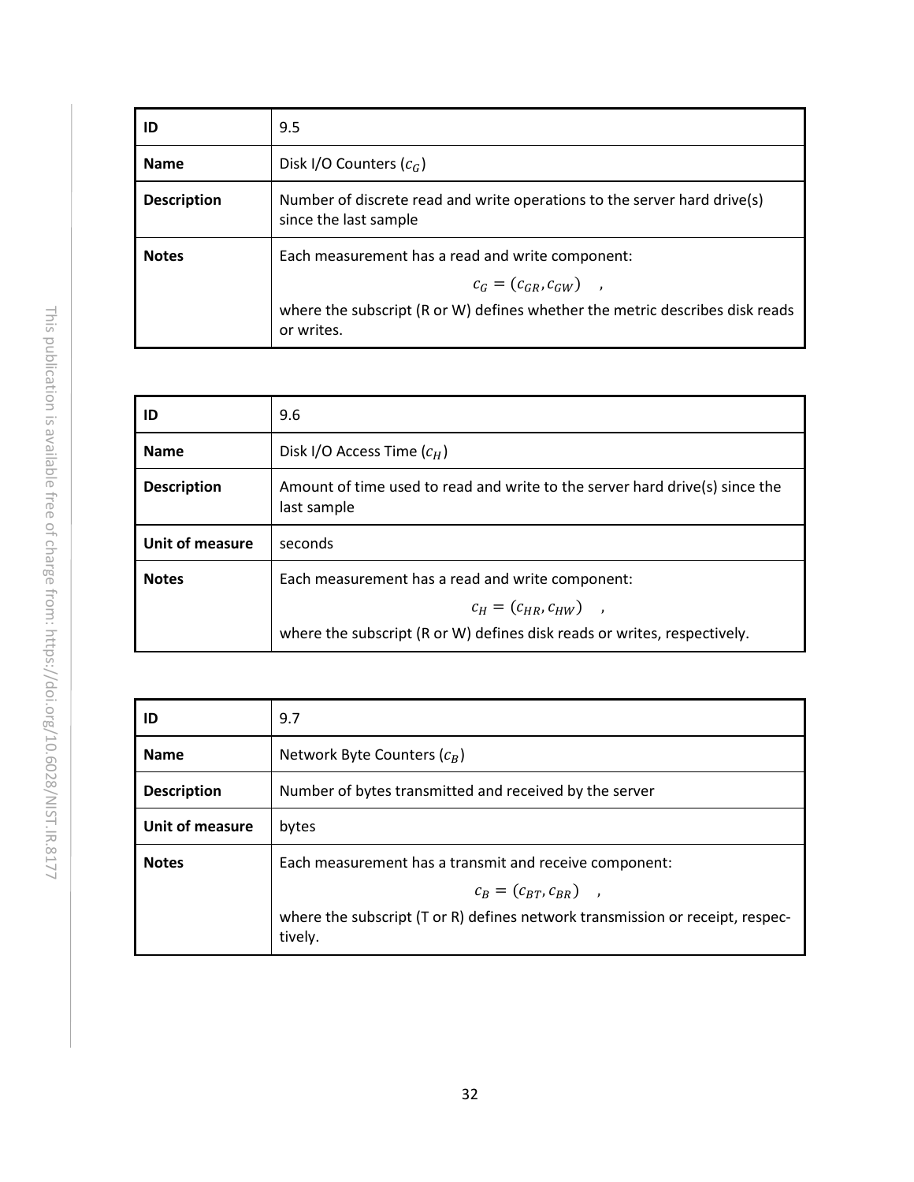| ID | 9.5 |
|---|---|
| **Name** | Disk I/O Counters ($c_G$) |
| **Description** | Number of discrete read and write operations to the server hard drive(s) since the last sample |
| **Notes** | Each measurement has a read and write component: $c_G = (c_{GR}, c_{GW})$ , where the subscript (R or W) defines whether the metric describes disk reads or writes. |

| ID | 9.6 |
|---|---|
| **Name** | Disk I/O Access Time ($c_H$) |
| **Description** | Amount of time used to read and write to the server hard drive(s) since the last sample |
| **Unit of measure** | seconds |
| **Notes** | Each measurement has a read and write component: $c_H = (c_{HR}, c_{HW})$ , where the subscript (R or W) defines disk reads or writes, respectively. |

| ID | 9.7 |
|---|---|
| **Name** | Network Byte Counters ($c_B$) |
| **Description** | Number of bytes transmitted and received by the server |
| **Unit of measure** | bytes |
| **Notes** | Each measurement has a transmit and receive component: $c_B = (c_{BT}, c_{BR})$ , where the subscript (T or R) defines network transmission or receipt, respectively. |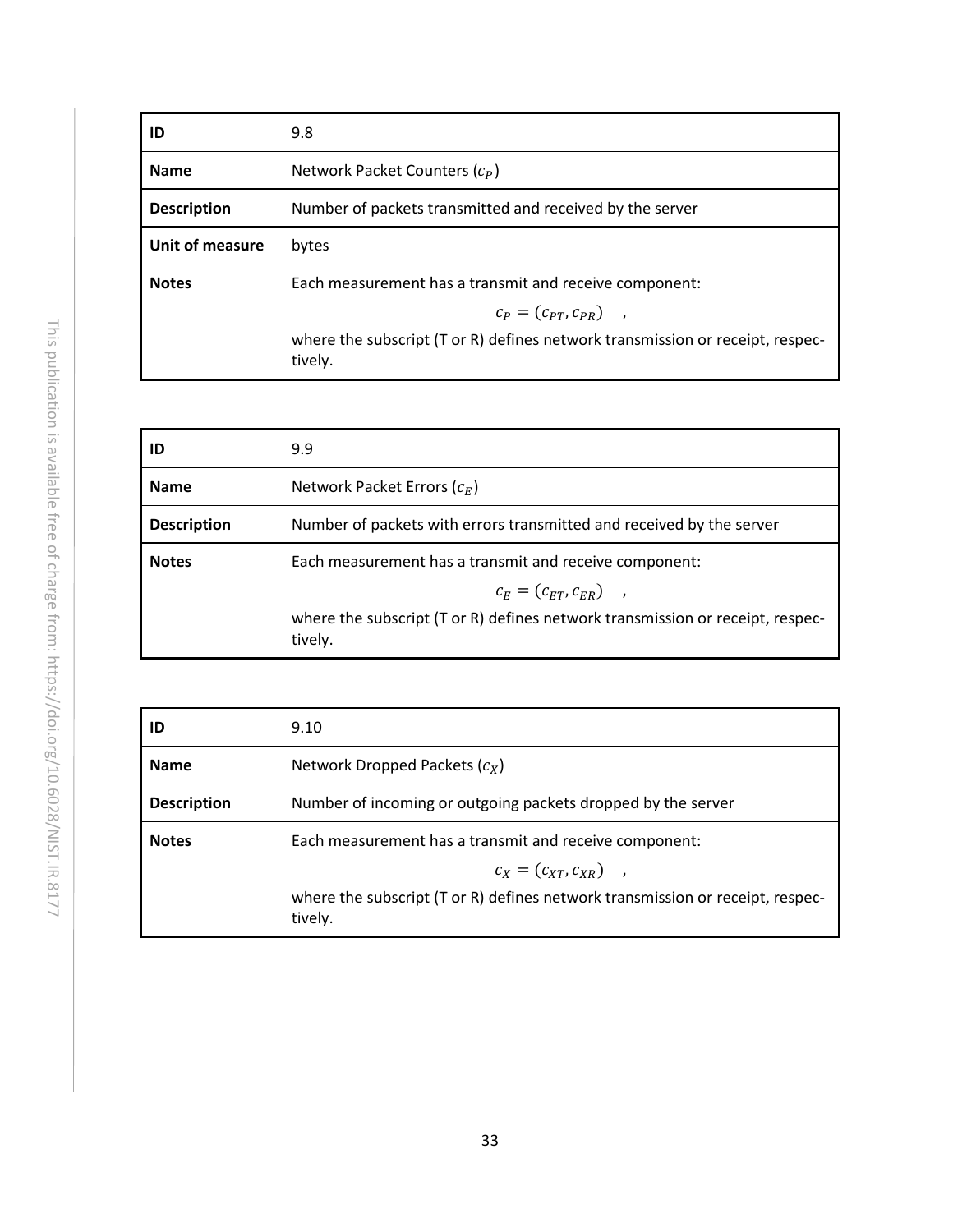| ID | 9.8 |
| --- | --- |
| **Name** | Network Packet Counters ($c_P$) |
| **Description** | Number of packets transmitted and received by the server |
| **Unit of measure** | bytes |
| **Notes** | Each measurement has a transmit and receive component: $$c_P = (c_{PT}, c_{PR}) \quad ,$$ where the subscript (T or R) defines network transmission or receipt, respectively. |

| ID | 9.9 |
| --- | --- |
| **Name** | Network Packet Errors ($c_E$) |
| **Description** | Number of packets with errors transmitted and received by the server |
| **Notes** | Each measurement has a transmit and receive component: $$c_E = (c_{ET}, c_{ER}) \quad ,$$ where the subscript (T or R) defines network transmission or receipt, respectively. |

| ID | 9.10 |
| --- | --- |
| **Name** | Network Dropped Packets ($c_X$) |
| **Description** | Number of incoming or outgoing packets dropped by the server |
| **Notes** | Each measurement has a transmit and receive component: $$c_X = (c_{XT}, c_{XR}) \quad ,$$ where the subscript (T or R) defines network transmission or receipt, respectively. |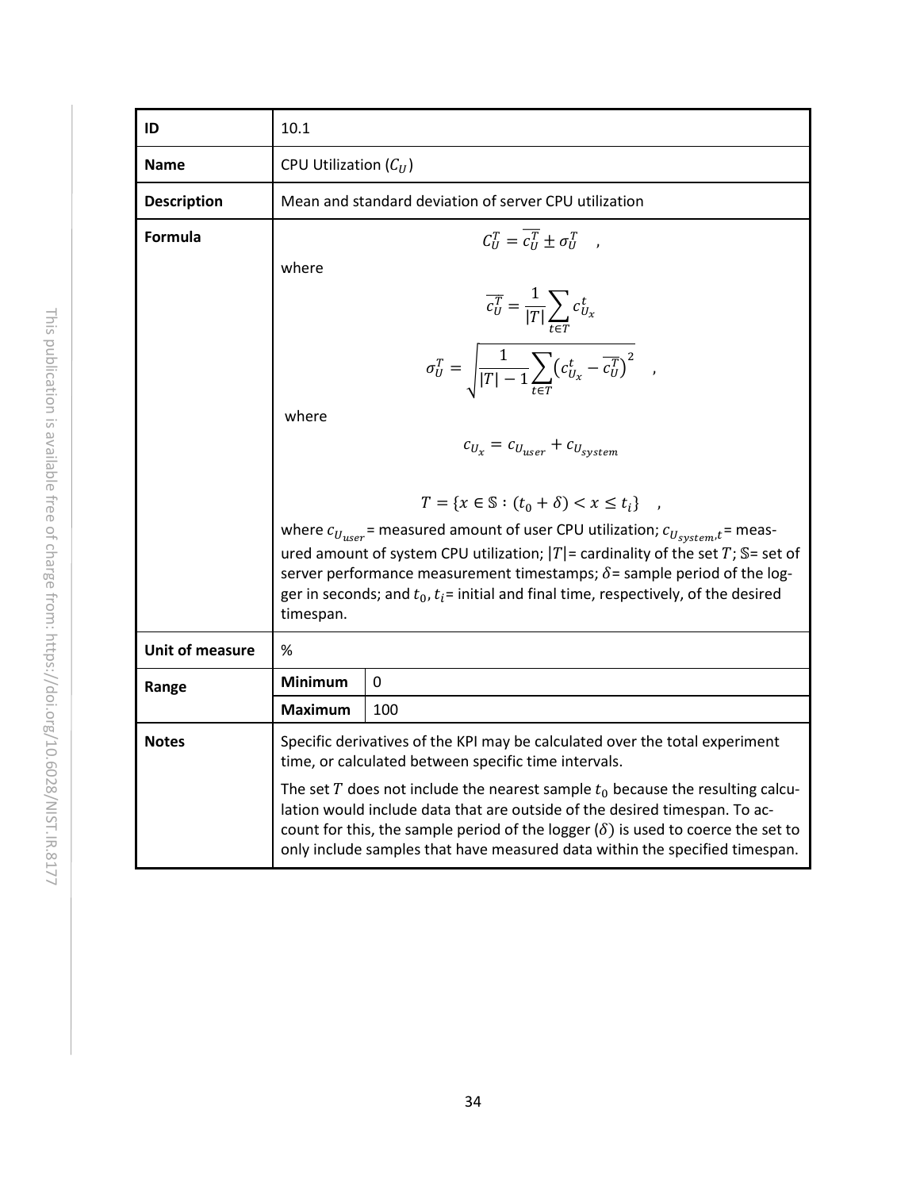| ID | 10.1 | |
|---|---|---|
| **Name** | CPU Utilization ($C_U$) | |
| **Description** | Mean and standard deviation of server CPU utilization | |
| **Formula** | $$C_U^T = \overline{c_U^T} \pm \sigma_U^T \quad ,$$ where $$\overline{c_U^T} = \frac{1}{\lvert T \rvert} \sum_{t \in T} c_{U_x}^t$$ $$\sigma_U^T = \sqrt{\frac{1}{\lvert T \rvert - 1} \sum_{t \in T} \left( c_{U_x}^t - \overline{c_U^T} \right)^2} \quad ,$$ where $$c_{U_x} = c_{U_{user}} + c_{U_{system}}$$ $$T = \{ x \in \mathbb{S} : (t_0 + \delta) < x \leq t_i \} \quad ,$$ where $c_{U_{user}}$= measured amount of user CPU utilization; $c_{U_{system}},t$= measured amount of system CPU utilization; $\lvert T \rvert$= cardinality of the set $T$; $\mathbb{S}$= set of server performance measurement timestamps; $\delta$= sample period of the logger in seconds; and $t_0, t_i$= initial and final time, respectively, of the desired timespan. | |
| **Unit of measure** | % | |
| **Range** | **Minimum** | 0 |
| | **Maximum** | 100 |
| **Notes** | Specific derivatives of the KPI may be calculated over the total experiment time, or calculated between specific time intervals. The set $T$ does not include the nearest sample $t_0$ because the resulting calculation would include data that are outside of the desired timespan. To account for this, the sample period of the logger ($\delta$) is used to coerce the set to only include samples that have measured data within the specified timespan. | |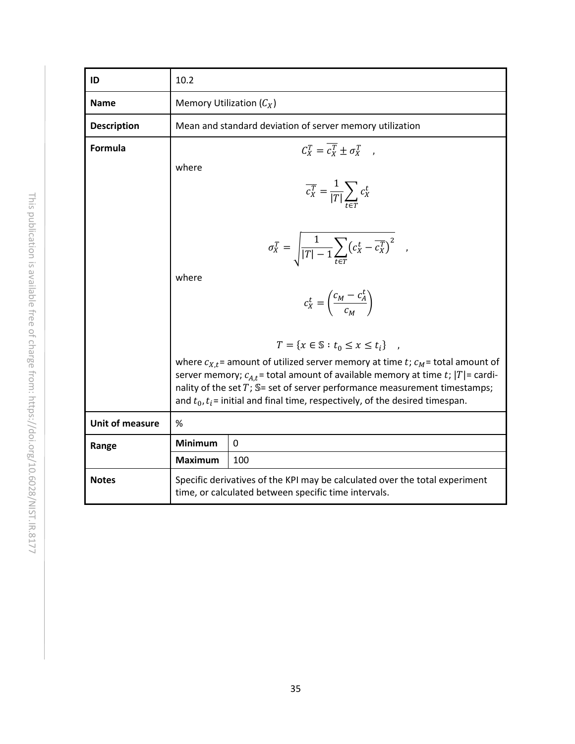| ID | 10.2 | |
|---|---|---|
| **Name** | Memory Utilization ($C_X$) | |
| **Description** | Mean and standard deviation of server memory utilization | |
| **Formula** | $$C_X^T = \overline{c_X^T} \pm \sigma_X^T \quad ,$$ where $$\overline{c_X^T} = \frac{1}{\lvert T \rvert} \sum_{t \in T} c_X^t$$ $$\sigma_X^T = \sqrt{\frac{1}{\lvert T \rvert - 1} \sum_{t \in T} \left( c_X^t - \overline{c_X^T} \right)^2} \quad ,$$ where $$c_X^t = \left( \frac{c_M - c_A^t}{c_M} \right)$$ $$T = \{ x \in \mathbb{S} : t_0 \leq x \leq t_i \} \quad ,$$ where $c_{X,t}$ = amount of utilized server memory at time $t$; $c_M$ = total amount of server memory; $c_{A,t}$ = total amount of available memory at time $t$; $\lvert T \rvert$ = cardinality of the set $T$; $\mathbb{S}$ = set of server performance measurement timestamps; and $t_0, t_i$ = initial and final time, respectively, of the desired timespan. | |
| **Unit of measure** | % | |
| **Range** | **Minimum** | 0 |
| | **Maximum** | 100 |
| **Notes** | Specific derivatives of the KPI may be calculated over the total experiment time, or calculated between specific time intervals. | |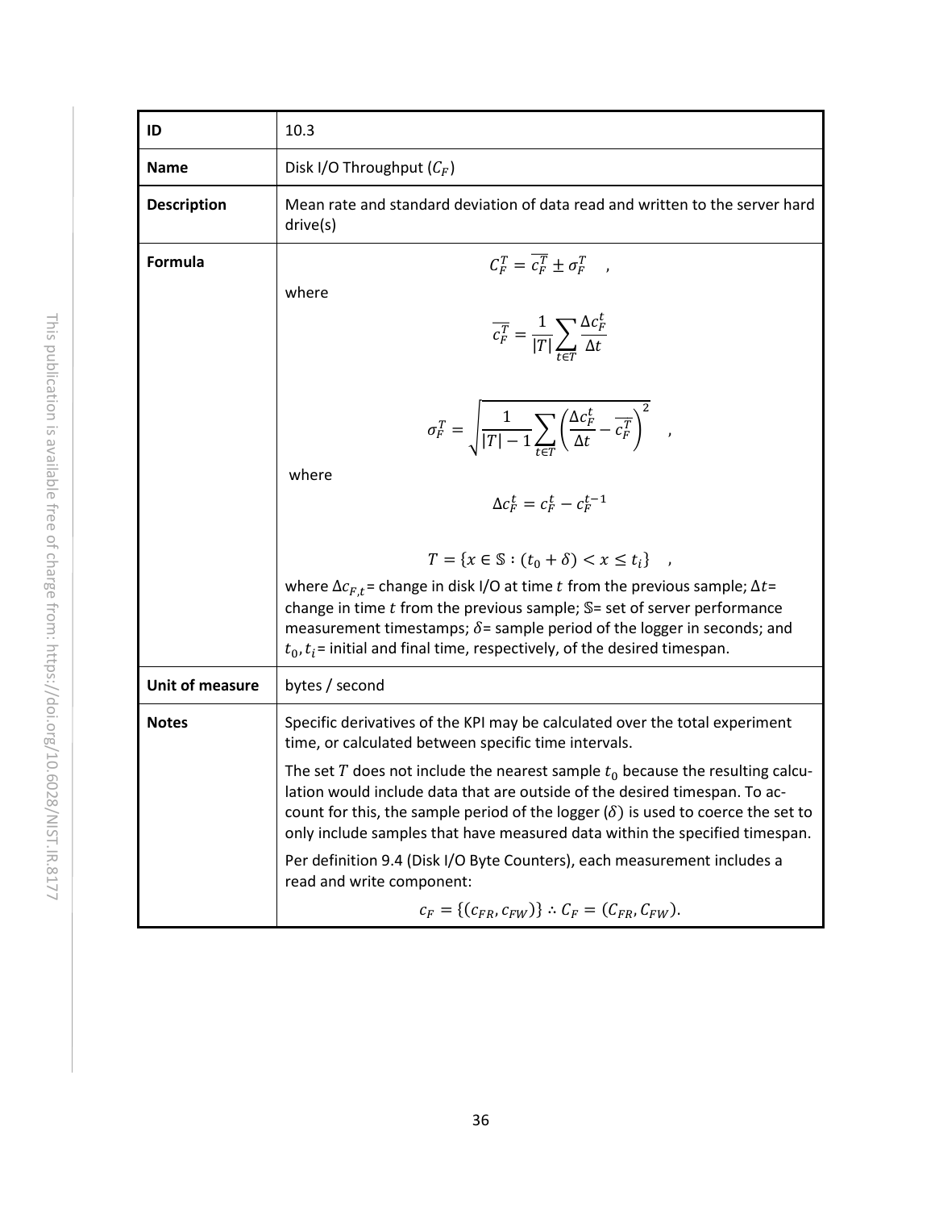| ID | 10.3 |
|---|---|
| **Name** | Disk I/O Throughput ($C_F$) |
| **Description** | Mean rate and standard deviation of data read and written to the server hard drive(s) |
| **Formula** | $$C_F^T = \overline{c_F^T} \pm \sigma_F^T \quad ,$$ where $$\overline{c_F^T} = \frac{1}{\|T\|} \sum_{t \in T} \frac{\Delta c_F^t}{\Delta t}$$ $$\sigma_F^T = \sqrt{\frac{1}{\|T\|-1} \sum_{t \in T} \left( \frac{\Delta c_F^t}{\Delta t} - \overline{c_F^T} \right)^2} \quad ,$$ where $$\Delta c_F^t = c_F^t - c_F^{t-1}$$ $$T = \{x \in \mathbb{S} : (t_0 + \delta) < x \leq t_i\} \quad ,$$ where $\Delta c_{F,t}$= change in disk I/O at time $t$ from the previous sample; $\Delta t$= change in time $t$ from the previous sample; $\mathbb{S}$= set of server performance measurement timestamps; $\delta$= sample period of the logger in seconds; and $t_0, t_i$= initial and final time, respectively, of the desired timespan. |
| **Unit of measure** | bytes / second |
| **Notes** | Specific derivatives of the KPI may be calculated over the total experiment time, or calculated between specific time intervals. <br><br> The set $T$ does not include the nearest sample $t_0$ because the resulting calculation would include data that are outside of the desired timespan. To account for this, the sample period of the logger ($\delta$) is used to coerce the set to only include samples that have measured data within the specified timespan. <br><br> Per definition 9.4 (Disk I/O Byte Counters), each measurement includes a read and write component: $$c_F = \{(c_{FR}, c_{FW})\} \therefore C_F = (C_{FR}, C_{FW}).$$ |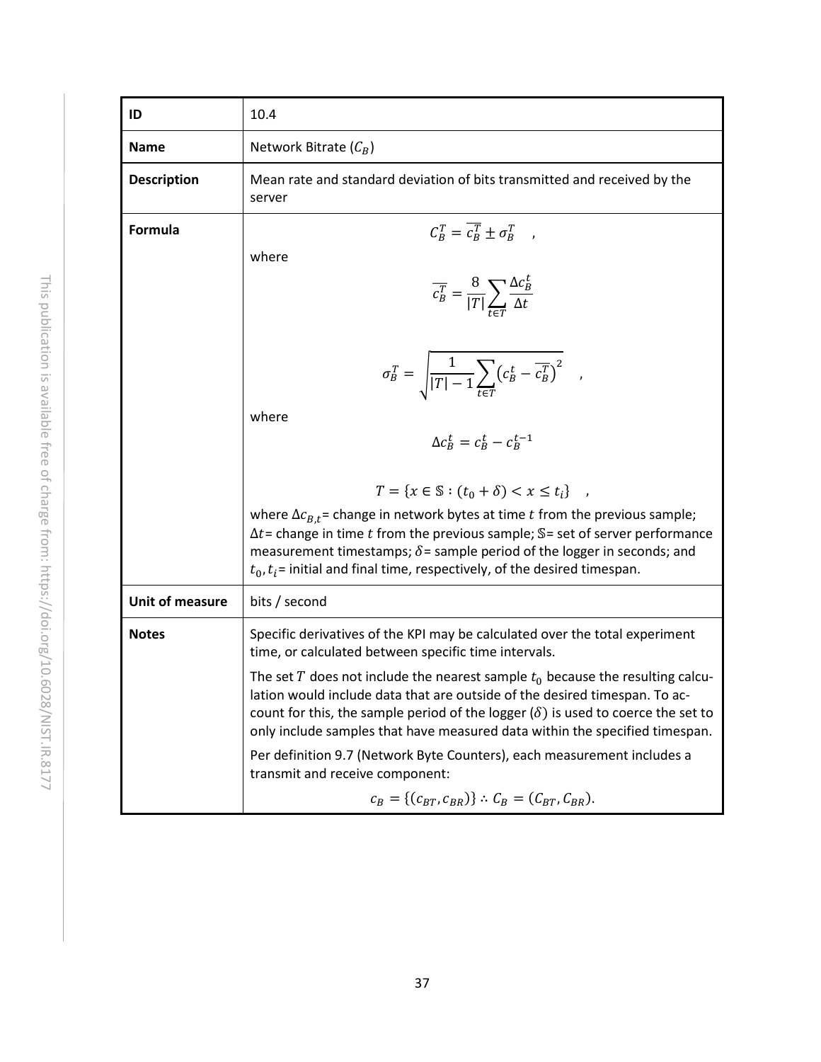| ID | 10.4 |
|---|---|
| **Name** | Network Bitrate ($C_B$) |
| **Description** | Mean rate and standard deviation of bits transmitted and received by the server |
| **Formula** | $$C_B^T = \overline{c_B^T} \pm \sigma_B^T \quad ,$$ where $$\overline{c_B^T} = \frac{8}{\lvert T \rvert} \sum_{t \in T} \frac{\Delta c_B^t}{\Delta t}$$ $$\sigma_B^T = \sqrt{\frac{1}{\lvert T \rvert - 1} \sum_{t \in T} \left( c_B^t - \overline{c_B^T} \right)^2} \quad ,$$ where $$\Delta c_B^t = c_B^t - c_B^{t-1}$$ $$T = \{ x \in \mathbb{S} : (t_0 + \delta) < x \leq t_i \} \quad ,$$ where $\Delta c_{B,t}$= change in network bytes at time $t$ from the previous sample; $\Delta t$= change in time $t$ from the previous sample; $\mathbb{S}$= set of server performance measurement timestamps; $\delta$= sample period of the logger in seconds; and $t_0, t_i$= initial and final time, respectively, of the desired timespan. |
| **Unit of measure** | bits / second |
| **Notes** | Specific derivatives of the KPI may be calculated over the total experiment time, or calculated between specific time intervals. <br><br> The set $T$ does not include the nearest sample $t_0$ because the resulting calculation would include data that are outside of the desired timespan. To account for this, the sample period of the logger ($\delta$) is used to coerce the set to only include samples that have measured data within the specified timespan. <br><br> Per definition 9.7 (Network Byte Counters), each measurement includes a transmit and receive component: $$c_B = \{(c_{BT}, c_{BR})\} \therefore C_B = (C_{BT}, C_{BR}).$$ |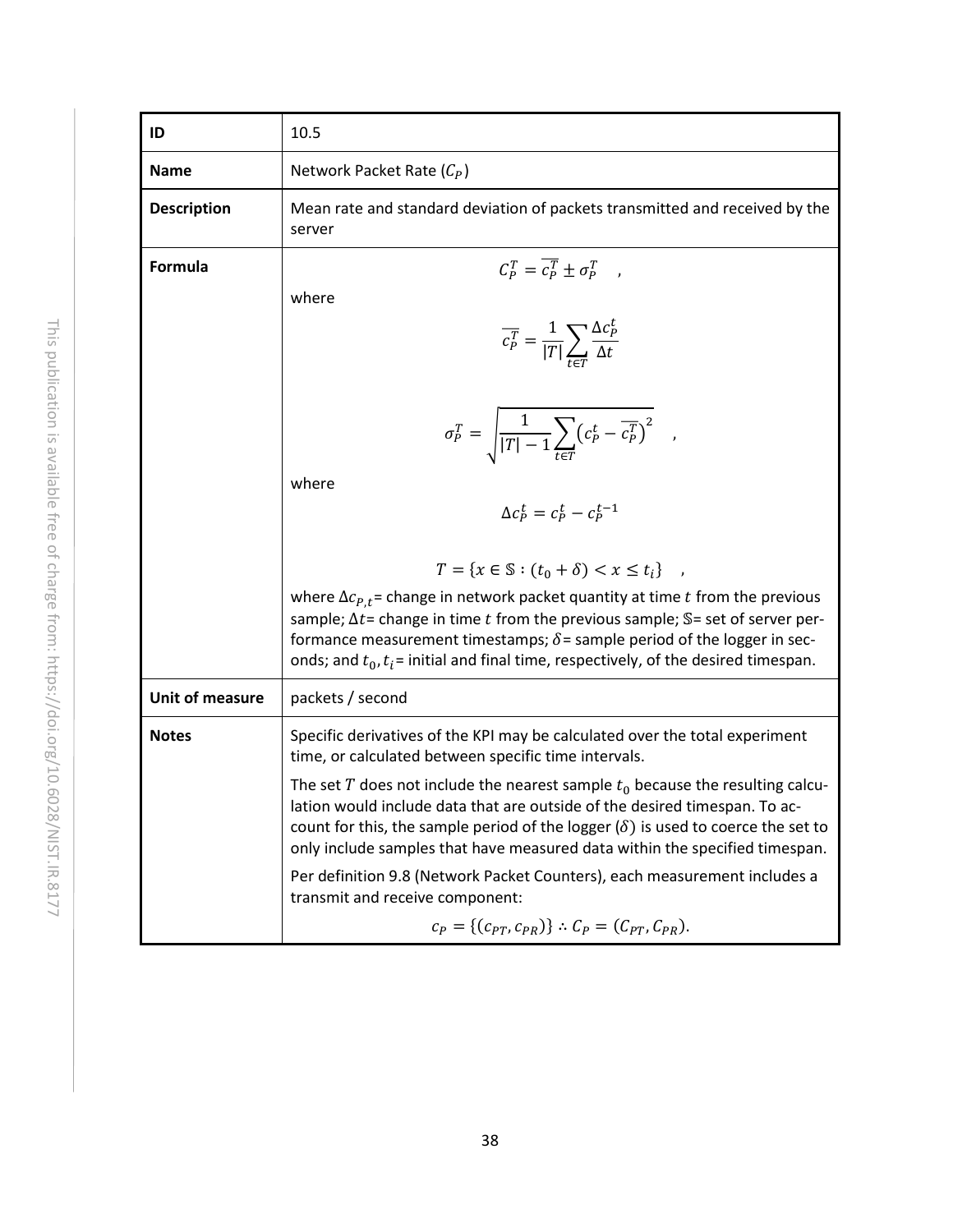| ID | 10.5 |
|---|---|
| **Name** | Network Packet Rate ($C_P$) |
| **Description** | Mean rate and standard deviation of packets transmitted and received by the server |
| **Formula** | $$C_P^T = \overline{c_P^T} \pm \sigma_P^T \quad ,$$ where $$\overline{c_P^T} = \frac{1}{\lvert T \rvert} \sum_{t \in T} \frac{\Delta c_P^t}{\Delta t}$$ $$\sigma_P^T = \sqrt{\frac{1}{\lvert T \rvert - 1} \sum_{t \in T} \left( c_P^t - \overline{c_P^T} \right)^2} \quad ,$$ where $$\Delta c_P^t = c_P^t - c_P^{t-1}$$ $$T = \{ x \in \mathbb{S} : (t_0 + \delta) < x \leq t_i \} \quad ,$$ where $\Delta c_{P,t}$= change in network packet quantity at time $t$ from the previous sample; $\Delta t$= change in time $t$ from the previous sample; $\mathbb{S}$= set of server performance measurement timestamps; $\delta$= sample period of the logger in seconds; and $t_0, t_i$= initial and final time, respectively, of the desired timespan. |
| **Unit of measure** | packets / second |
| **Notes** | Specific derivatives of the KPI may be calculated over the total experiment time, or calculated between specific time intervals. <br><br> The set $T$ does not include the nearest sample $t_0$ because the resulting calculation would include data that are outside of the desired timespan. To account for this, the sample period of the logger ($\delta$) is used to coerce the set to only include samples that have measured data within the specified timespan. <br><br> Per definition 9.8 (Network Packet Counters), each measurement includes a transmit and receive component: $$c_P = \{ (c_{PT}, c_{PR}) \} \therefore C_P = (C_{PT}, C_{PR}).$$ |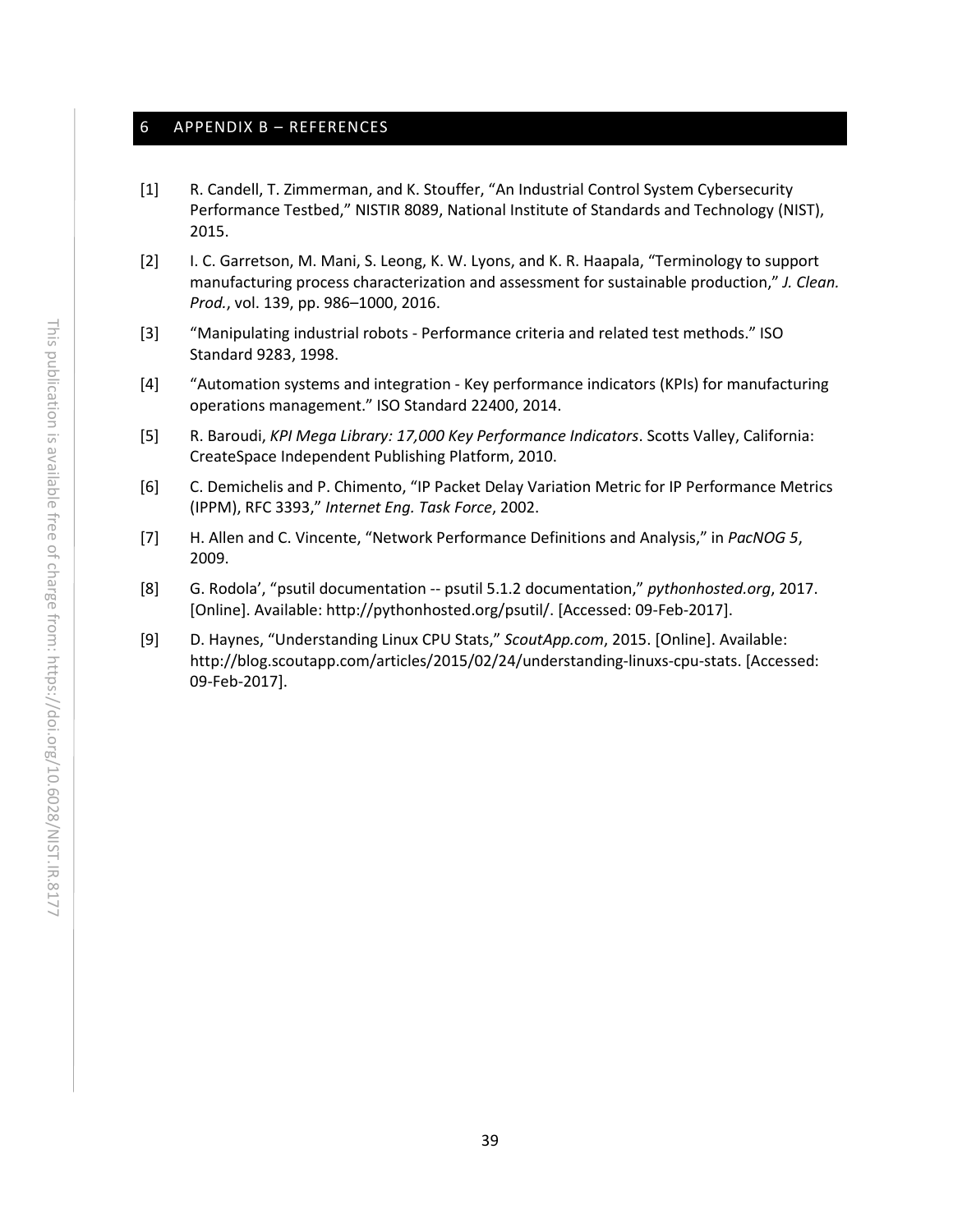# 6 APPENDIX B – REFERENCES

[1] R. Candell, T. Zimmerman, and K. Stouffer, "An Industrial Control System Cybersecurity Performance Testbed," NISTIR 8089, National Institute of Standards and Technology (NIST), 2015.

[2] I. C. Garretson, M. Mani, S. Leong, K. W. Lyons, and K. R. Haapala, "Terminology to support manufacturing process characterization and assessment for sustainable production," *J. Clean. Prod.*, vol. 139, pp. 986–1000, 2016.

[3] "Manipulating industrial robots - Performance criteria and related test methods." ISO Standard 9283, 1998.

[4] "Automation systems and integration - Key performance indicators (KPIs) for manufacturing operations management." ISO Standard 22400, 2014.

[5] R. Baroudi, *KPI Mega Library: 17,000 Key Performance Indicators*. Scotts Valley, California: CreateSpace Independent Publishing Platform, 2010.

[6] C. Demichelis and P. Chimento, "IP Packet Delay Variation Metric for IP Performance Metrics (IPPM), RFC 3393," *Internet Eng. Task Force*, 2002.

[7] H. Allen and C. Vincente, "Network Performance Definitions and Analysis," in *PacNOG 5*, 2009.

[8] G. Rodola', "psutil documentation -- psutil 5.1.2 documentation," *pythonhosted.org*, 2017. [Online]. Available: http://pythonhosted.org/psutil/. [Accessed: 09-Feb-2017].

[9] D. Haynes, "Understanding Linux CPU Stats," *ScoutApp.com*, 2015. [Online]. Available: http://blog.scoutapp.com/articles/2015/02/24/understanding-linuxs-cpu-stats. [Accessed: 09-Feb-2017].